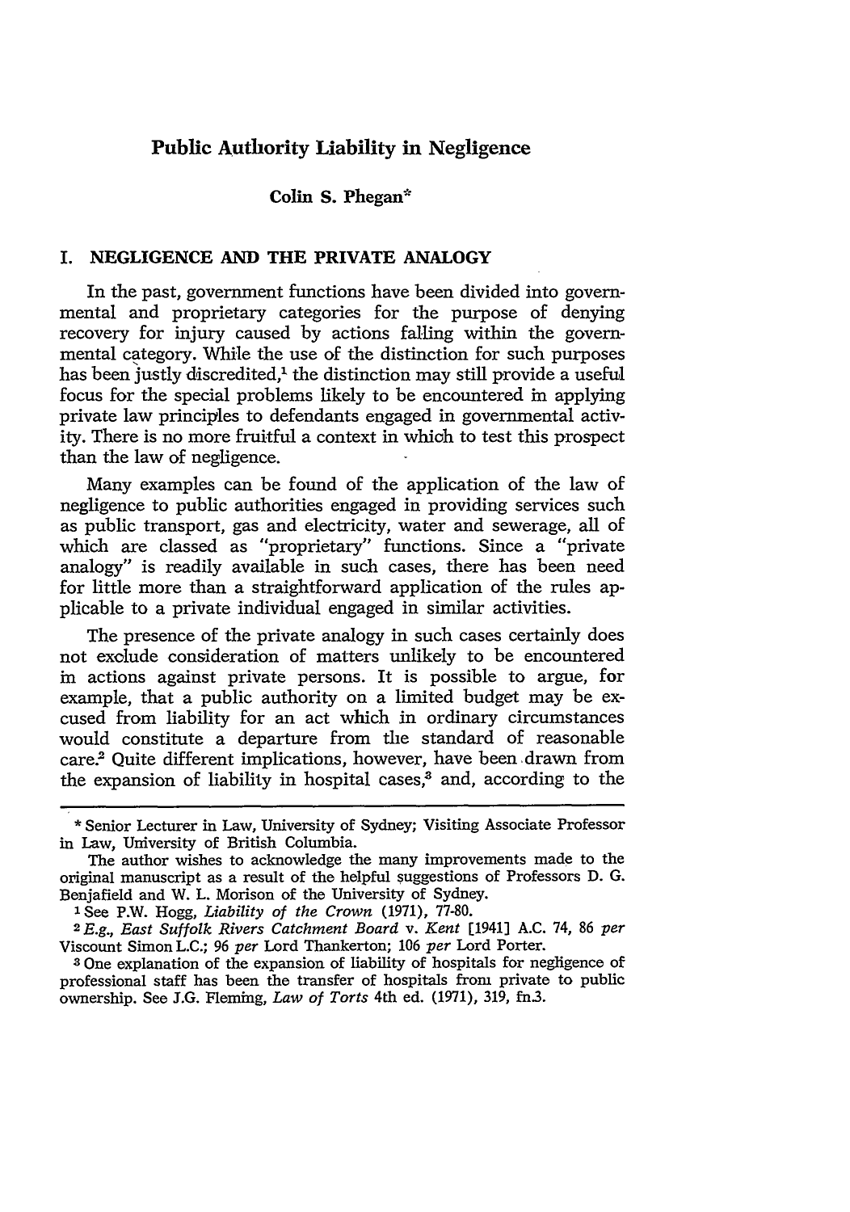# Public Authority Liability in Negligence

**Colin S. Phegan***

## I. NEGLIGENCE AND THE PRIVATE ANALOGY

In the past, government functions have been divided into governmental and proprietary categories for the purpose of denying recovery for injury caused by actions falling within the governmental category. While the use of the distinction for such purposes has been justly discredited,[1] the distinction may still provide a useful focus for the special problems likely to be encountered in applying private law principles to defendants engaged in governmental activity. There is no more fruitful a context in which to test this prospect than the law of negligence.

Many examples can be found of the application of the law of negligence to public authorities engaged in providing services such as public transport, gas and electricity, water and sewerage, all of which are classed as "proprietary" functions. Since a "private analogy" is readily available in such cases, there has been need for little more than a straightforward application of the rules applicable to a private individual engaged in similar activities.

The presence of the private analogy in such cases certainly does not exclude consideration of matters unlikely to be encountered in actions against private persons. It is possible to argue, for example, that a public authority on a limited budget may be excused from liability for an act which in ordinary circumstances would constitute a departure from the standard of reasonable care.[2] Quite different implications, however, have been drawn from the expansion of liability in hospital cases,[3] and, according to the

---

* Senior Lecturer in Law, University of Sydney; Visiting Associate Professor in Law, University of British Columbia.

The author wishes to acknowledge the many improvements made to the original manuscript as a result of the helpful suggestions of Professors D. G. Benjafield and W. L. Morison of the University of Sydney.

[1] See P.W. Hogg, *Liability of the Crown* (1971), 77-80.

[2] *E.g., East Suffolk Rivers Catchment Board* v. *Kent* [1941] A.C. 74, 86 *per* Viscount Simon L.C.; 96 *per* Lord Thankerton; 106 *per* Lord Porter.

[3] One explanation of the expansion of liability of hospitals for negligence of professional staff has been the transfer of hospitals from private to public ownership. See J.G. Fleming, *Law of Torts* 4th ed. (1971), 319, fn.3.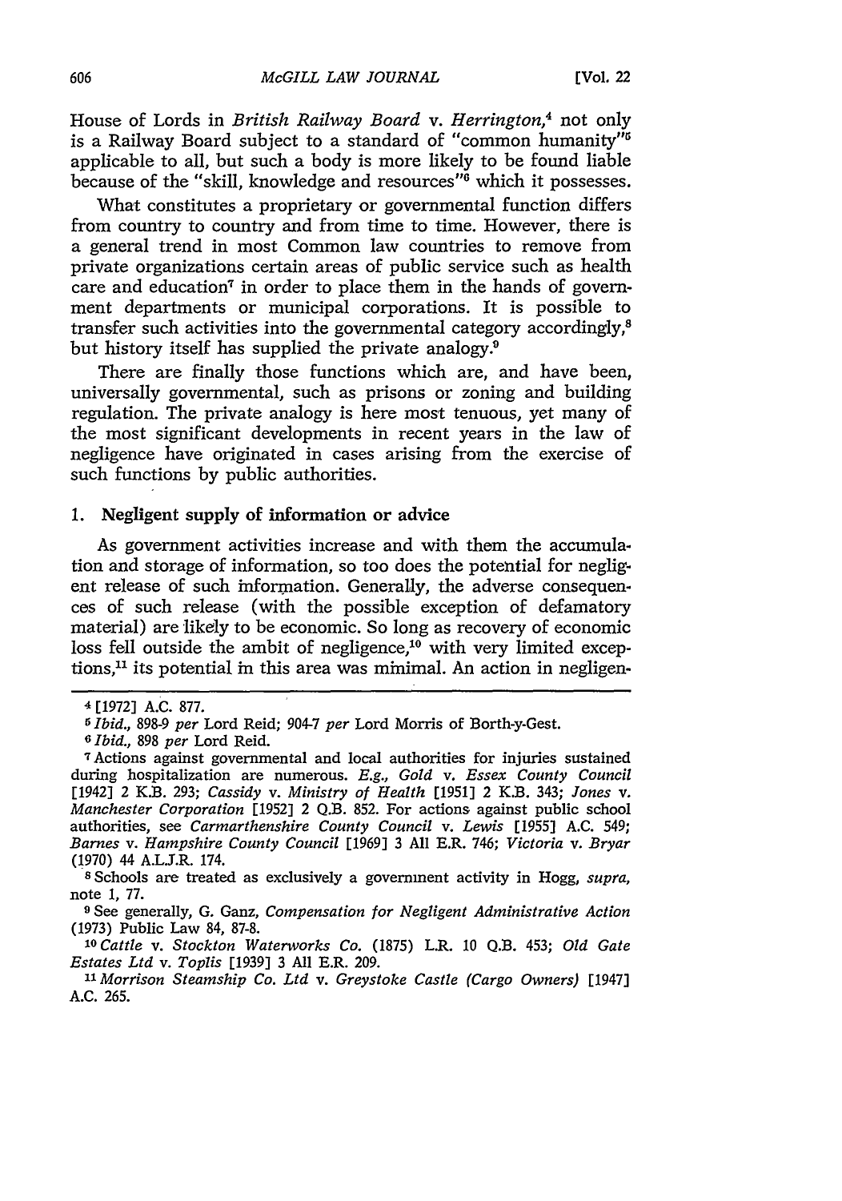House of Lords in *British Railway Board* v. *Herrington*,[4] not only is a Railway Board subject to a standard of "common humanity"[5] applicable to all, but such a body is more likely to be found liable because of the "skill, knowledge and resources"[6] which it possesses.

What constitutes a proprietary or governmental function differs from country to country and from time to time. However, there is a general trend in most Common law countries to remove from private organizations certain areas of public service such as health care and education[7] in order to place them in the hands of government departments or municipal corporations. It is possible to transfer such activities into the governmental category accordingly,[8] but history itself has supplied the private analogy.[9]

There are finally those functions which are, and have been, universally governmental, such as prisons or zoning and building regulation. The private analogy is here most tenuous, yet many of the most significant developments in recent years in the law of negligence have originated in cases arising from the exercise of such functions by public authorities.

### 1. Negligent supply of information or advice

As government activities increase and with them the accumulation and storage of information, so too does the potential for negligent release of such information. Generally, the adverse consequences of such release (with the possible exception of defamatory material) are likely to be economic. So long as recovery of economic loss fell outside the ambit of negligence,[10] with very limited exceptions,[11] its potential in this area was minimal. An action in negligen-

---

[4] [1972] A.C. 877.

[5] *Ibid.*, 898-9 *per* Lord Reid; 904-7 *per* Lord Morris of Borth-y-Gest.

[6] *Ibid.*, 898 *per* Lord Reid.

[7] Actions against governmental and local authorities for injuries sustained during hospitalization are numerous. *E.g.*, *Gold* v. *Essex County Council* [1942] 2 K.B. 293; *Cassidy* v. *Ministry of Health* [1951] 2 K.B. 343; *Jones* v. *Manchester Corporation* [1952] 2 Q.B. 852. For actions against public school authorities, see *Carmarthenshire County Council* v. *Lewis* [1955] A.C. 549; *Barnes* v. *Hampshire County Council* [1969] 3 All E.R. 746; *Victoria* v. *Bryar* (1970) 44 A.L.J.R. 174.

[8] Schools are treated as exclusively a government activity in Hogg, *supra*, note 1, 77.

[9] See generally, G. Ganz, *Compensation for Negligent Administrative Action* (1973) Public Law 84, 87-8.

[10] *Cattle* v. *Stockton Waterworks Co.* (1875) L.R. 10 Q.B. 453; *Old Gate Estates Ltd* v. *Toplis* [1939] 3 All E.R. 209.

[11] *Morrison Steamship Co. Ltd* v. *Greystoke Castle (Cargo Owners)* [1947] A.C. 265.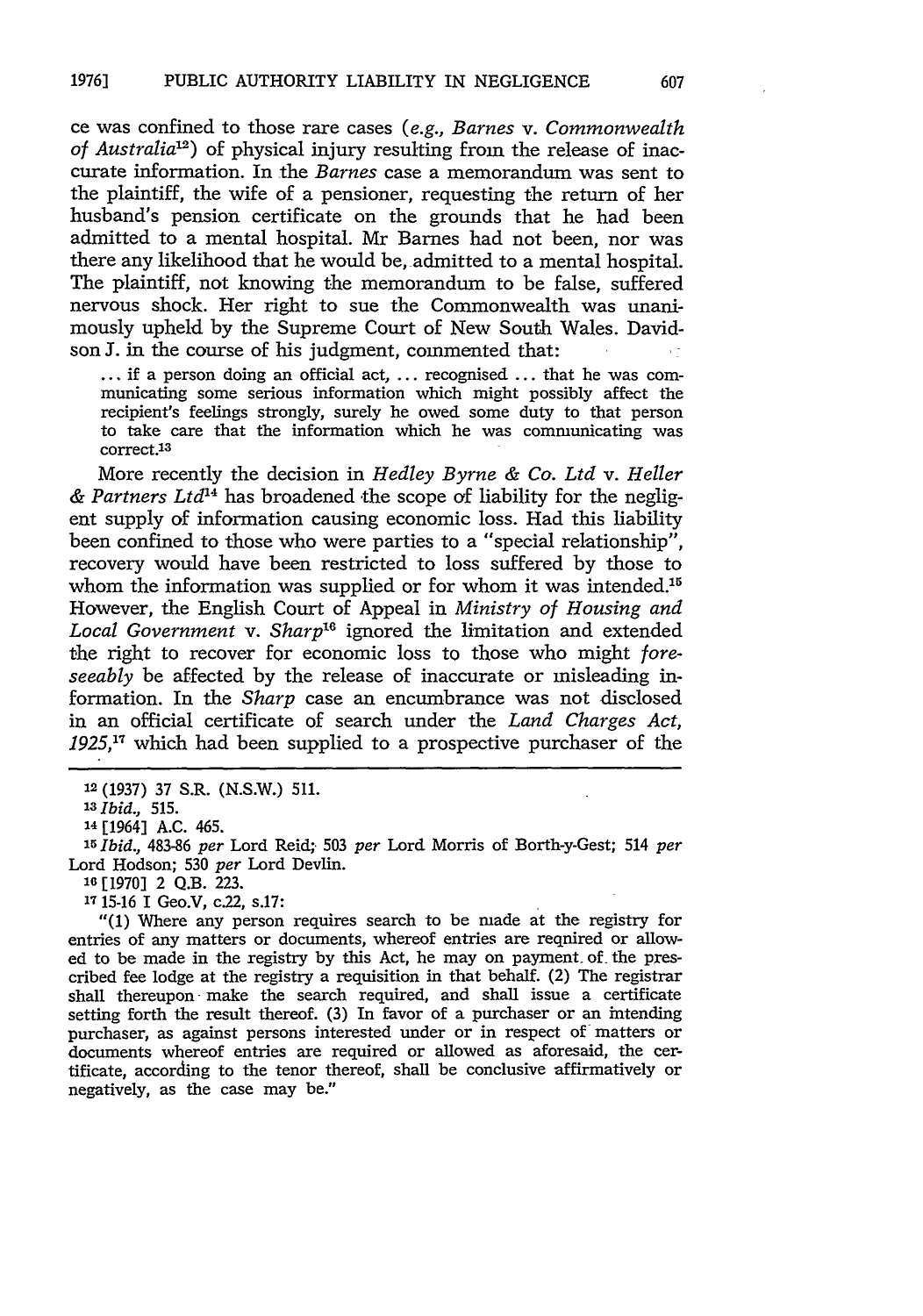ce was confined to those rare cases (*e.g., Barnes* v. *Commonwealth of Australia*[12]) of physical injury resulting from the release of inaccurate information. In the *Barnes* case a memorandum was sent to the plaintiff, the wife of a pensioner, requesting the return of her husband's pension certificate on the grounds that he had been admitted to a mental hospital. Mr Barnes had not been, nor was there any likelihood that he would be, admitted to a mental hospital. The plaintiff, not knowing the memorandum to be false, suffered nervous shock. Her right to sue the Commonwealth was unanimously upheld by the Supreme Court of New South Wales. Davidson J. in the course of his judgment, commented that:

> ... if a person doing an official act, ... recognised ... that he was communicating some serious information which might possibly affect the recipient's feelings strongly, surely he owed some duty to that person to take care that the information which he was communicating was correct.[13]

More recently the decision in *Hedley Byrne & Co. Ltd* v. *Heller & Partners Ltd*[14] has broadened the scope of liability for the negligent supply of information causing economic loss. Had this liability been confined to those who were parties to a "special relationship", recovery would have been restricted to loss suffered by those to whom the information was supplied or for whom it was intended.[15] However, the English Court of Appeal in *Ministry of Housing and Local Government* v. *Sharp*[16] ignored the limitation and extended the right to recover for economic loss to those who might *foreseeably* be affected by the release of inaccurate or misleading information. In the *Sharp* case an encumbrance was not disclosed in an official certificate of search under the *Land Charges Act, 1925*,[17] which had been supplied to a prospective purchaser of the

---

[12] (1937) 37 S.R. (N.S.W.) 511.

[13] *Ibid.*, 515.

[14] [1964] A.C. 465.

[15] *Ibid.*, 483-86 *per* Lord Reid; 503 *per* Lord Morris of Borth-y-Gest; 514 *per* Lord Hodson; 530 *per* Lord Devlin.

[16] [1970] 2 Q.B. 223.

[17] 15-16 I Geo.V, c.22, s.17:

"(1) Where any person requires search to be made at the registry for entries of any matters or documents, whereof entries are reqnired or allowed to be made in the registry by this Act, he may on payment of the prescribed fee lodge at the registry a requisition in that behalf. (2) The registrar shall thereupon make the search required, and shall issue a certificate setting forth the result thereof. (3) In favor of a purchaser or an intending purchaser, as against persons interested under or in respect of matters or documents whereof entries are required or allowed as aforesaid, the certificate, according to the tenor thereof, shall be conclusive affirmatively or negatively, as the case may be."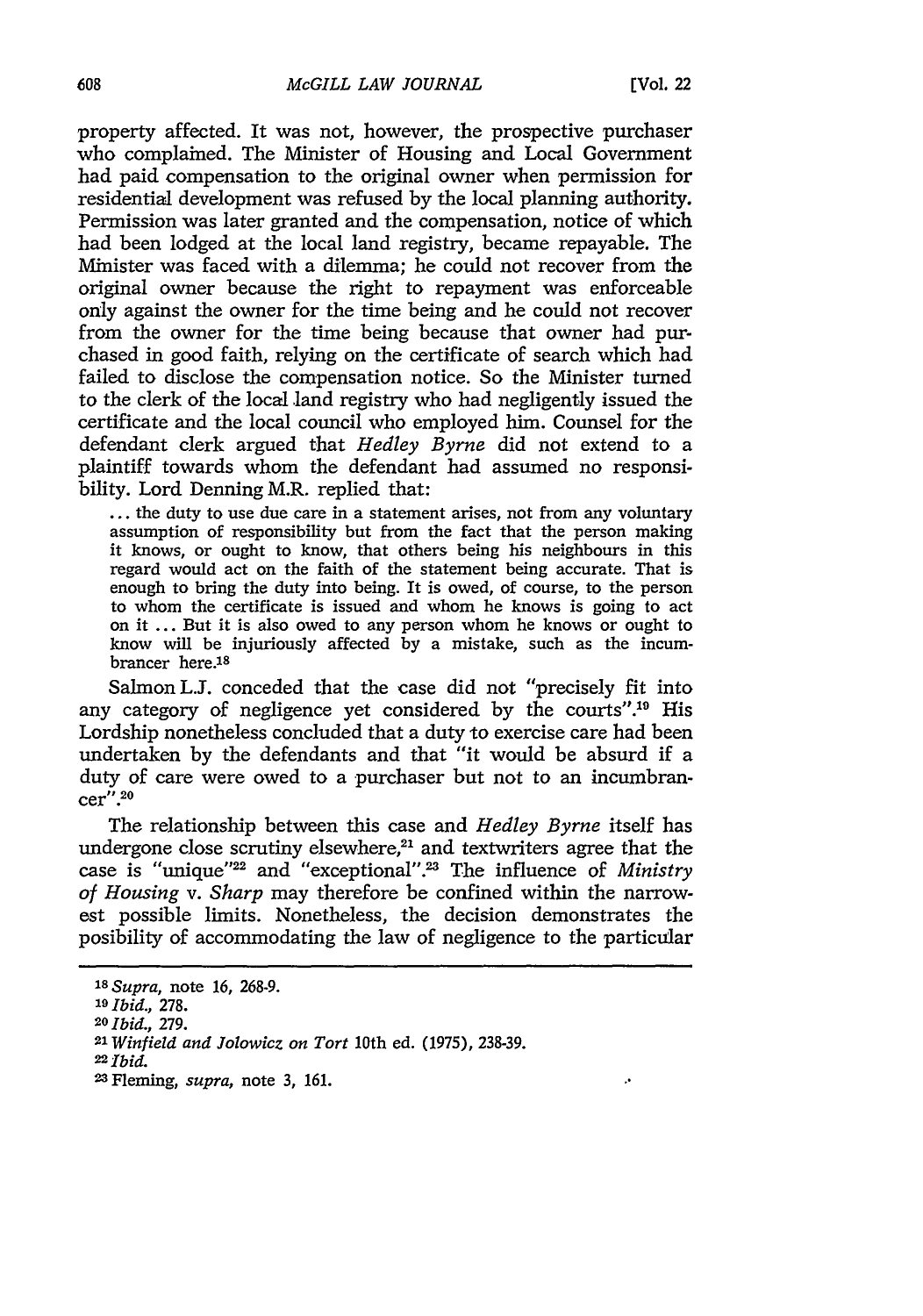property affected. It was not, however, the prospective purchaser who complained. The Minister of Housing and Local Government had paid compensation to the original owner when permission for residential development was refused by the local planning authority. Permission was later granted and the compensation, notice of which had been lodged at the local land registry, became repayable. The Minister was faced with a dilemma; he could not recover from the original owner because the right to repayment was enforceable only against the owner for the time being and he could not recover from the owner for the time being because that owner had purchased in good faith, relying on the certificate of search which had failed to disclose the compensation notice. So the Minister turned to the clerk of the local land registry who had negligently issued the certificate and the local council who employed him. Counsel for the defendant clerk argued that *Hedley Byrne* did not extend to a plaintiff towards whom the defendant had assumed no responsibility. Lord Denning M.R. replied that:

> ... the duty to use due care in a statement arises, not from any voluntary assumption of responsibility but from the fact that the person making it knows, or ought to know, that others being his neighbours in this regard would act on the faith of the statement being accurate. That is enough to bring the duty into being. It is owed, of course, to the person to whom the certificate is issued and whom he knows is going to act on it ... But it is also owed to any person whom he knows or ought to know will be injuriously affected by a mistake, such as the incumbrancer here.[18]

Salmon L.J. conceded that the case did not "precisely fit into any category of negligence yet considered by the courts".[19] His Lordship nonetheless concluded that a duty to exercise care had been undertaken by the defendants and that "it would be absurd if a duty of care were owed to a purchaser but not to an incumbrancer".[20]

The relationship between this case and *Hedley Byrne* itself has undergone close scrutiny elsewhere,[21] and textwriters agree that the case is "unique"[22] and "exceptional".[23] The influence of *Ministry of Housing* v. *Sharp* may therefore be confined within the narrowest possible limits. Nonetheless, the decision demonstrates the posibility of accommodating the law of negligence to the particular

---

[18] *Supra*, note 16, 268-9.

[19] *Ibid.*, 278.

[20] *Ibid.*, 279.

[21] *Winfield and Jolowicz on Tort* 10th ed. (1975), 238-39.

[22] *Ibid.*

[23] Fleming, *supra*, note 3, 161.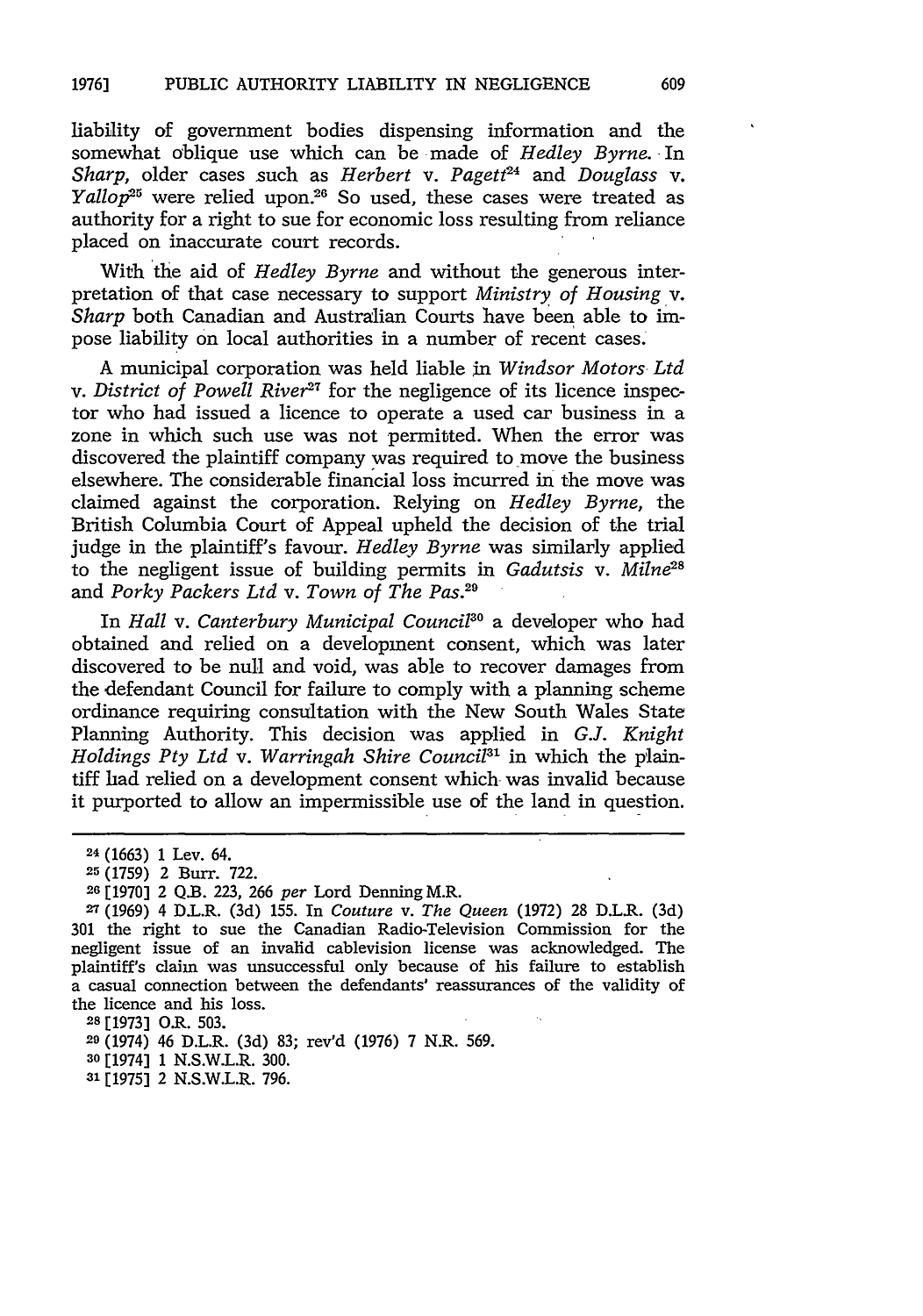liability of government bodies dispensing information and the somewhat oblique use which can be made of *Hedley Byrne*. In *Sharp*, older cases such as *Herbert* v. *Pagett*[24] and *Douglass* v. *Yallop*[25] were relied upon.[26] So used, these cases were treated as authority for a right to sue for economic loss resulting from reliance placed on inaccurate court records.

With the aid of *Hedley Byrne* and without the generous interpretation of that case necessary to support *Ministry of Housing* v. *Sharp* both Canadian and Australian Courts have been able to impose liability on local authorities in a number of recent cases.

A municipal corporation was held liable in *Windsor Motors Ltd* v. *District of Powell River*[27] for the negligence of its licence inspector who had issued a licence to operate a used car business in a zone in which such use was not permitted. When the error was discovered the plaintiff company was required to move the business elsewhere. The considerable financial loss incurred in the move was claimed against the corporation. Relying on *Hedley Byrne*, the British Columbia Court of Appeal upheld the decision of the trial judge in the plaintiff's favour. *Hedley Byrne* was similarly applied to the negligent issue of building permits in *Gadutsis* v. *Milne*[28] and *Porky Packers Ltd* v. *Town of The Pas*.[29]

In *Hall* v. *Canterbury Municipal Council*[30] a developer who had obtained and relied on a development consent, which was later discovered to be null and void, was able to recover damages from the defendant Council for failure to comply with a planning scheme ordinance requiring consultation with the New South Wales State Planning Authority. This decision was applied in *G.J. Knight Holdings Pty Ltd* v. *Warringah Shire Council*[31] in which the plaintiff had relied on a development consent which was invalid because it purported to allow an impermissible use of the land in question.

---

[24] (1663) 1 Lev. 64.

[25] (1759) 2 Burr. 722.

[26] [1970] 2 Q.B. 223, 266 *per* Lord Denning M.R.

[27] (1969) 4 D.L.R. (3d) 155. In *Couture* v. *The Queen* (1972) 28 D.L.R. (3d) 301 the right to sue the Canadian Radio-Television Commission for the negligent issue of an invalid cablevision license was acknowledged. The plaintiff's claim was unsuccessful only because of his failure to establish a casual connection between the defendants' reassurances of the validity of the licence and his loss.

[28] [1973] O.R. 503.

[29] (1974) 46 D.L.R. (3d) 83; rev'd (1976) 7 N.R. 569.

[30] [1974] 1 N.S.W.L.R. 300.

[31] [1975] 2 N.S.W.L.R. 796.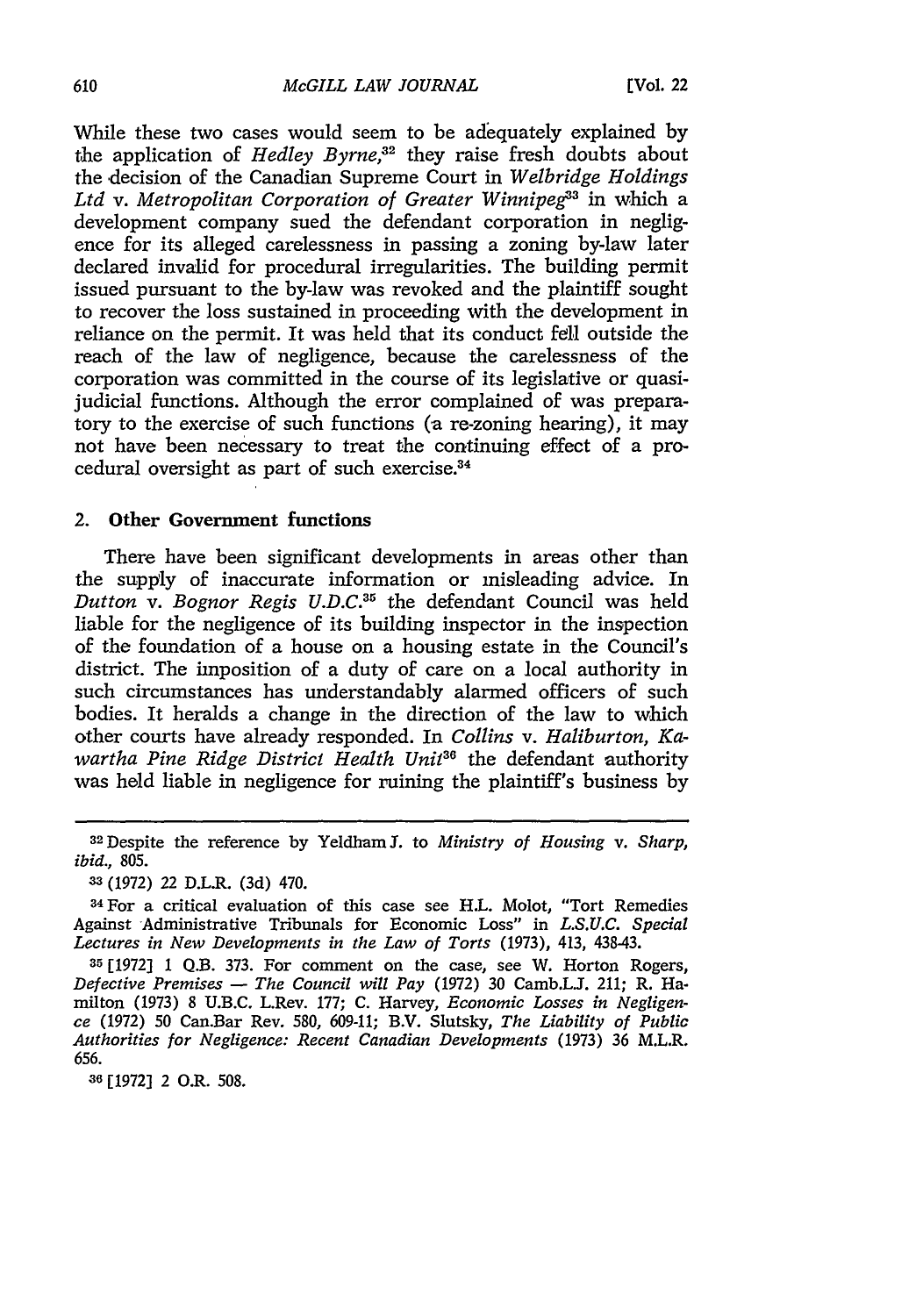While these two cases would seem to be adequately explained by the application of *Hedley Byrne*,[32] they raise fresh doubts about the decision of the Canadian Supreme Court in *Welbridge Holdings Ltd* v. *Metropolitan Corporation of Greater Winnipeg*[33] in which a development company sued the defendant corporation in negligence for its alleged carelessness in passing a zoning by-law later declared invalid for procedural irregularities. The building permit issued pursuant to the by-law was revoked and the plaintiff sought to recover the loss sustained in proceeding with the development in reliance on the permit. It was held that its conduct fell outside the reach of the law of negligence, because the carelessness of the corporation was committed in the course of its legislative or quasi-judicial functions. Although the error complained of was preparatory to the exercise of such functions (a re-zoning hearing), it may not have been necessary to treat the continuing effect of a procedural oversight as part of such exercise.[34]

### 2. Other Government functions

There have been significant developments in areas other than the supply of inaccurate information or misleading advice. In *Dutton* v. *Bognor Regis U.D.C.*[35] the defendant Council was held liable for the negligence of its building inspector in the inspection of the foundation of a house on a housing estate in the Council's district. The imposition of a duty of care on a local authority in such circumstances has understandably alarmed officers of such bodies. It heralds a change in the direction of the law to which other courts have already responded. In *Collins* v. *Haliburton, Kawartha Pine Ridge District Health Unit*[36] the defendant authority was held liable in negligence for ruining the plaintiff's business by

---

[32] Despite the reference by Yeldham J. to *Ministry of Housing* v. *Sharp*, *ibid.*, 805.

[33] (1972) 22 D.L.R. (3d) 470.

[34] For a critical evaluation of this case see H.L. Molot, "Tort Remedies Against Administrative Tribunals for Economic Loss" in *L.S.U.C. Special Lectures in New Developments in the Law of Torts* (1973), 413, 438-43.

[35] [1972] 1 Q.B. 373. For comment on the case, see W. Horton Rogers, *Defective Premises — The Council will Pay* (1972) 30 Camb.L.J. 211; R. Hamilton (1973) 8 U.B.C. L.Rev. 177; C. Harvey, *Economic Losses in Negligence* (1972) 50 Can.Bar Rev. 580, 609-11; B.V. Slutsky, *The Liability of Public Authorities for Negligence: Recent Canadian Developments* (1973) 36 M.L.R. 656.

[36] [1972] 2 O.R. 508.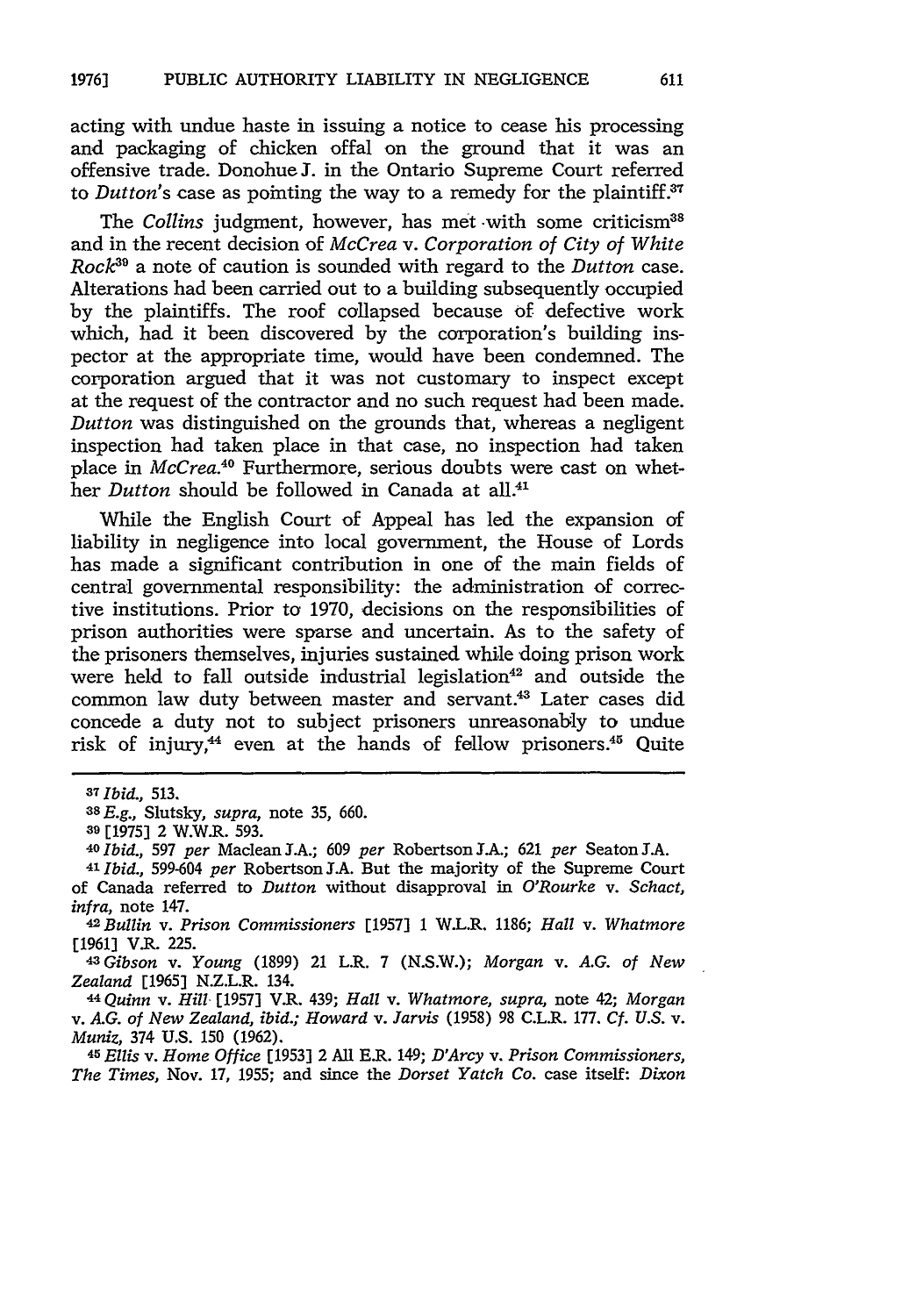acting with undue haste in issuing a notice to cease his processing and packaging of chicken offal on the ground that it was an offensive trade. Donohue J. in the Ontario Supreme Court referred to *Dutton's* case as pointing the way to a remedy for the plaintiff.[37]

The *Collins* judgment, however, has met with some criticism[38] and in the recent decision of *McCrea* v. *Corporation of City of White Rock*[39] a note of caution is sounded with regard to the *Dutton* case. Alterations had been carried out to a building subsequently occupied by the plaintiffs. The roof collapsed because of defective work which, had it been discovered by the corporation's building inspector at the appropriate time, would have been condemned. The corporation argued that it was not customary to inspect except at the request of the contractor and no such request had been made. *Dutton* was distinguished on the grounds that, whereas a negligent inspection had taken place in that case, no inspection had taken place in *McCrea*.[40] Furthermore, serious doubts were cast on whether *Dutton* should be followed in Canada at all.[41]

While the English Court of Appeal has led the expansion of liability in negligence into local government, the House of Lords has made a significant contribution in one of the main fields of central governmental responsibility: the administration of corrective institutions. Prior to 1970, decisions on the responsibilities of prison authorities were sparse and uncertain. As to the safety of the prisoners themselves, injuries sustained while doing prison work were held to fall outside industrial legislation[42] and outside the common law duty between master and servant.[43] Later cases did concede a duty not to subject prisoners unreasonably to undue risk of injury,[44] even at the hands of fellow prisoners.[45] Quite

---

[37] *Ibid.*, 513.

[38] *E.g.*, Slutsky, *supra*, note 35, 660.

[39] [1975] 2 W.W.R. 593.

[40] *Ibid.*, 597 *per* Maclean J.A.; 609 *per* Robertson J.A.; 621 *per* Seaton J.A.

[41] *Ibid.*, 599-604 *per* Robertson J.A. But the majority of the Supreme Court of Canada referred to *Dutton* without disapproval in *O'Rourke* v. *Schact*, *infra*, note 147.

[42] *Bullin* v. *Prison Commissioners* [1957] 1 W.L.R. 1186; *Hall* v. *Whatmore* [1961] V.R. 225.

[43] *Gibson* v. *Young* (1899) 21 L.R. 7 (N.S.W.); *Morgan* v. *A.G. of New Zealand* [1965] N.Z.L.R. 134.

[44] *Quinn* v. *Hill* [1957] V.R. 439; *Hall* v. *Whatmore*, *supra*, note 42; *Morgan* v. *A.G. of New Zealand*, *ibid.*; *Howard* v. *Jarvis* (1958) 98 C.L.R. 177. *Cf. U.S.* v. *Muniz*, 374 U.S. 150 (1962).

[45] *Ellis* v. *Home Office* [1953] 2 All E.R. 149; *D'Arcy* v. *Prison Commissioners*, *The Times*, Nov. 17, 1955; and since the *Dorset Yatch Co.* case itself: *Dixon*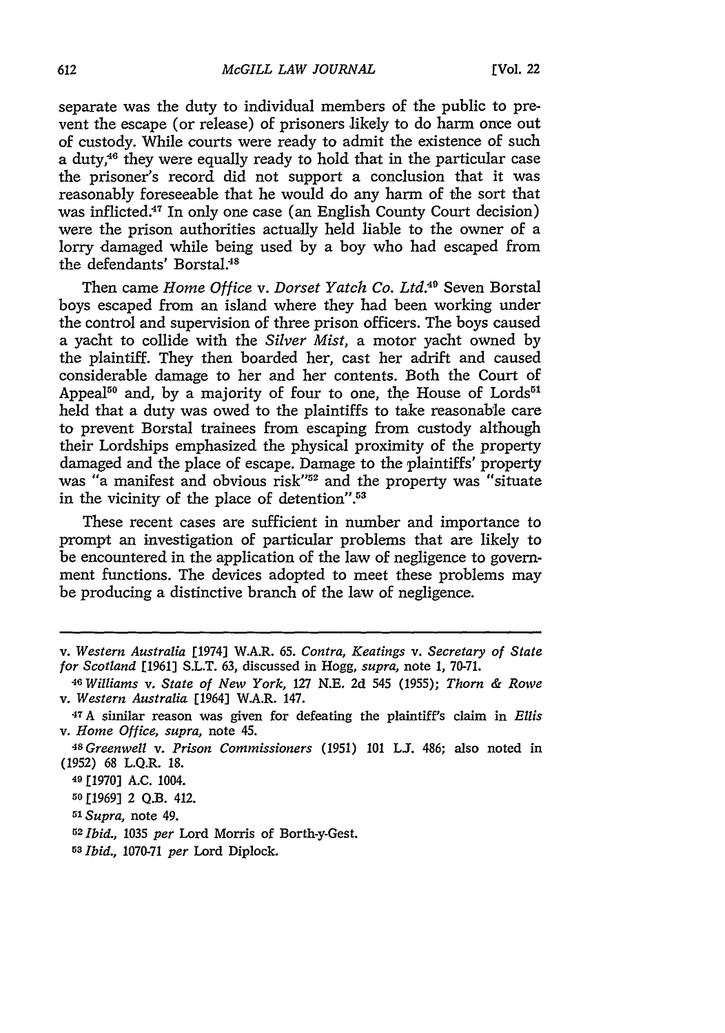separate was the duty to individual members of the public to prevent the escape (or release) of prisoners likely to do harm once out of custody. While courts were ready to admit the existence of such a duty,[46] they were equally ready to hold that in the particular case the prisoner's record did not support a conclusion that it was reasonably foreseeable that he would do any harm of the sort that was inflicted.[47] In only one case (an English County Court decision) were the prison authorities actually held liable to the owner of a lorry damaged while being used by a boy who had escaped from the defendants' Borstal.[48]

Then came *Home Office* v. *Dorset Yatch Co. Ltd.*[49] Seven Borstal boys escaped from an island where they had been working under the control and supervision of three prison officers. The boys caused a yacht to collide with the *Silver Mist*, a motor yacht owned by the plaintiff. They then boarded her, cast her adrift and caused considerable damage to her and her contents. Both the Court of Appeal[50] and, by a majority of four to one, the House of Lords[51] held that a duty was owed to the plaintiffs to take reasonable care to prevent Borstal trainees from escaping from custody although their Lordships emphasized the physical proximity of the property damaged and the place of escape. Damage to the plaintiffs' property was "a manifest and obvious risk"[52] and the property was "situate in the vicinity of the place of detention".[53]

These recent cases are sufficient in number and importance to prompt an investigation of particular problems that are likely to be encountered in the application of the law of negligence to government functions. The devices adopted to meet these problems may be producing a distinctive branch of the law of negligence.

---

v. *Western Australia* [1974] W.A.R. 65. *Contra, Keatings* v. *Secretary of State for Scotland* [1961] S.L.T. 63, discussed in Hogg, *supra*, note 1, 70-71.

[46] *Williams* v. *State of New York*, 127 N.E. 2d 545 (1955); *Thorn & Rowe* v. *Western Australia* [1964] W.A.R. 147.

[47] A similar reason was given for defeating the plaintiff's claim in *Ellis* v. *Home Office*, *supra*, note 45.

[48] *Greenwell* v. *Prison Commissioners* (1951) 101 L.J. 486; also noted in (1952) 68 L.Q.R. 18.

[49] [1970] A.C. 1004.

[50] [1969] 2 Q.B. 412.

[51] *Supra*, note 49.

[52] *Ibid.*, 1035 *per* Lord Morris of Borth-y-Gest.

[53] *Ibid.*, 1070-71 *per* Lord Diplock.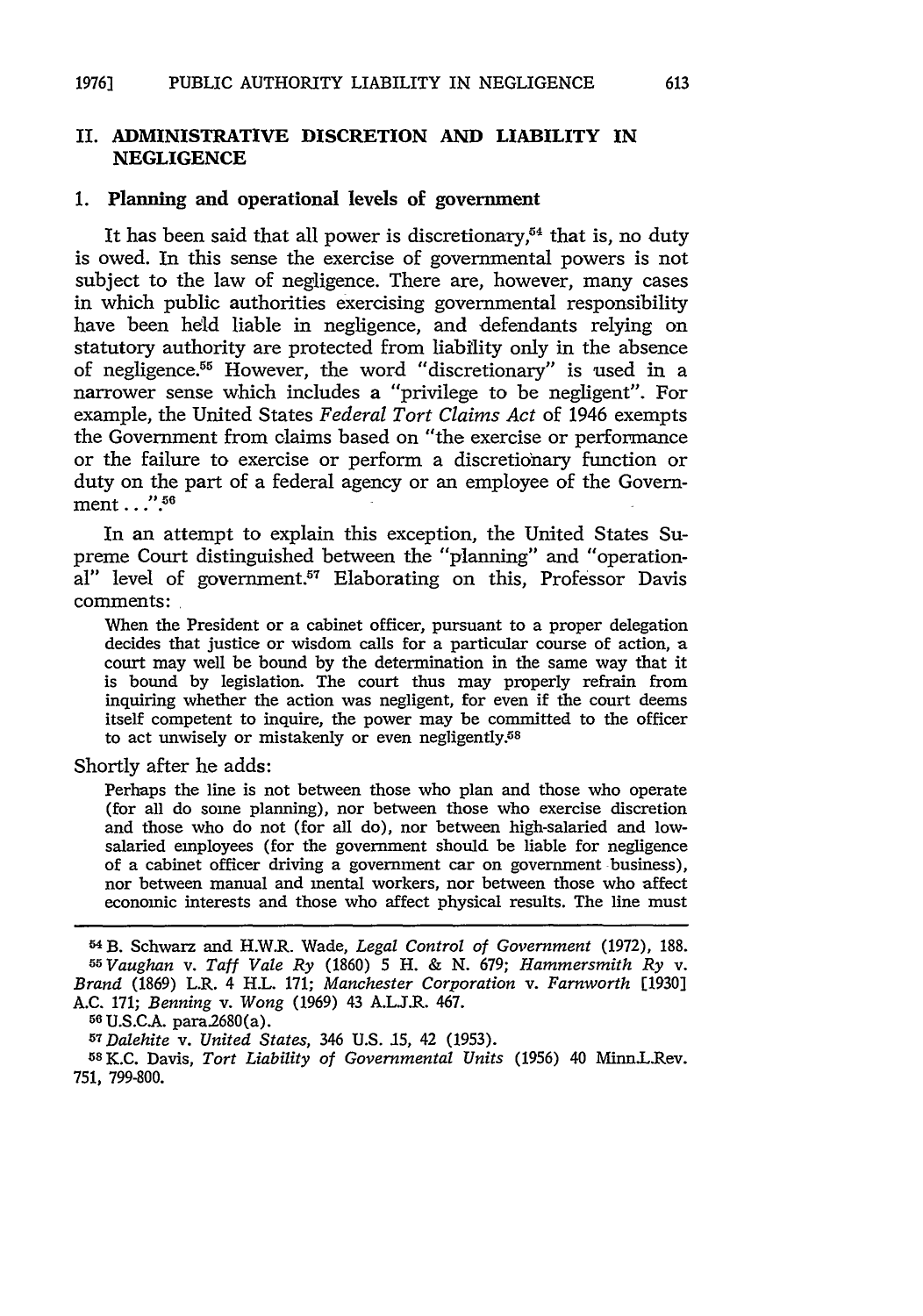## II. ADMINISTRATIVE DISCRETION AND LIABILITY IN NEGLIGENCE

### 1. Planning and operational levels of government

It has been said that all power is discretionary,[54] that is, no duty is owed. In this sense the exercise of governmental powers is not subject to the law of negligence. There are, however, many cases in which public authorities exercising governmental responsibility have been held liable in negligence, and defendants relying on statutory authority are protected from liability only in the absence of negligence.[55] However, the word "discretionary" is used in a narrower sense which includes a "privilege to be negligent". For example, the United States *Federal Tort Claims Act* of 1946 exempts the Government from claims based on "the exercise or performance or the failure to exercise or perform a discretionary function or duty on the part of a federal agency or an employee of the Government . . .".[56]

In an attempt to explain this exception, the United States Supreme Court distinguished between the "planning" and "operational" level of government.[57] Elaborating on this, Professor Davis comments:

> When the President or a cabinet officer, pursuant to a proper delegation decides that justice or wisdom calls for a particular course of action, a court may well be bound by the determination in the same way that it is bound by legislation. The court thus may properly refrain from inquiring whether the action was negligent, for even if the court deems itself competent to inquire, the power may be committed to the officer to act unwisely or mistakenly or even negligently.[58]

Shortly after he adds:

> Perhaps the line is not between those who plan and those who operate (for all do some planning), nor between those who exercise discretion and those who do not (for all do), nor between high-salaried and low-salaried employees (for the government should be liable for negligence of a cabinet officer driving a government car on government business), nor between manual and mental workers, nor between those who affect economic interests and those who affect physical results. The line must

---

[54] B. Schwarz and H.W.R. Wade, *Legal Control of Government* (1972), 188.

[55] *Vaughan* v. *Taff Vale Ry* (1860) 5 H. & N. 679; *Hammersmith Ry* v. *Brand* (1869) L.R. 4 H.L. 171; *Manchester Corporation* v. *Farnworth* [1930] A.C. 171; *Benning* v. *Wong* (1969) 43 A.L.J.R. 467.

[56] U.S.C.A. para.2680(a).

[57] *Dalehite* v. *United States*, 346 U.S. 15, 42 (1953).

[58] K.C. Davis, *Tort Liability of Governmental Units* (1956) 40 Minn.L.Rev. 751, 799-800.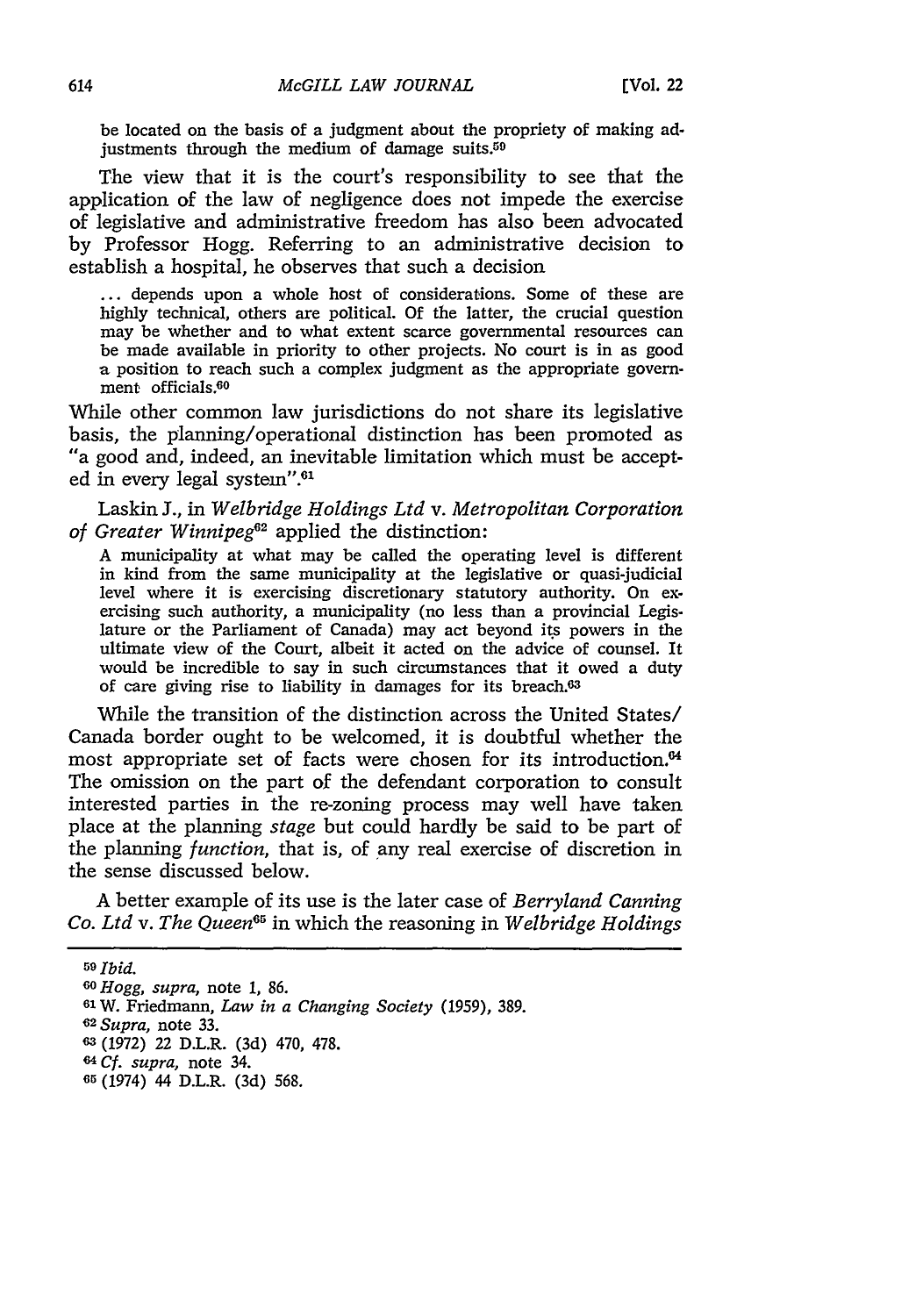be located on the basis of a judgment about the propriety of making adjustments through the medium of damage suits.[59]

The view that it is the court's responsibility to see that the application of the law of negligence does not impede the exercise of legislative and administrative freedom has also been advocated by Professor Hogg. Referring to an administrative decision to establish a hospital, he observes that such a decision

> ... depends upon a whole host of considerations. Some of these are highly technical, others are political. Of the latter, the crucial question may be whether and to what extent scarce governmental resources can be made available in priority to other projects. No court is in as good a position to reach such a complex judgment as the appropriate government officials.[60]

While other common law jurisdictions do not share its legislative basis, the planning/operational distinction has been promoted as "a good and, indeed, an inevitable limitation which must be accepted in every legal system".[61]

Laskin J., in *Welbridge Holdings Ltd* v. *Metropolitan Corporation of Greater Winnipeg*[62] applied the distinction:

> A municipality at what may be called the operating level is different in kind from the same municipality at the legislative or quasi-judicial level where it is exercising discretionary statutory authority. On exercising such authority, a municipality (no less than a provincial Legislature or the Parliament of Canada) may act beyond its powers in the ultimate view of the Court, albeit it acted on the advice of counsel. It would be incredible to say in such circumstances that it owed a duty of care giving rise to liability in damages for its breach.[63]

While the transition of the distinction across the United States/Canada border ought to be welcomed, it is doubtful whether the most appropriate set of facts were chosen for its introduction.[64] The omission on the part of the defendant corporation to consult interested parties in the re-zoning process may well have taken place at the planning *stage* but could hardly be said to be part of the planning *function*, that is, of any real exercise of discretion in the sense discussed below.

A better example of its use is the later case of *Berryland Canning Co. Ltd* v. *The Queen*[65] in which the reasoning in *Welbridge Holdings*

---

[59] *Ibid.*

[60] *Hogg, supra*, note 1, 86.

[61] W. Friedmann, *Law in a Changing Society* (1959), 389.

[62] *Supra*, note 33.

[63] (1972) 22 D.L.R. (3d) 470, 478.

[64] *Cf. supra*, note 34.

[65] (1974) 44 D.L.R. (3d) 568.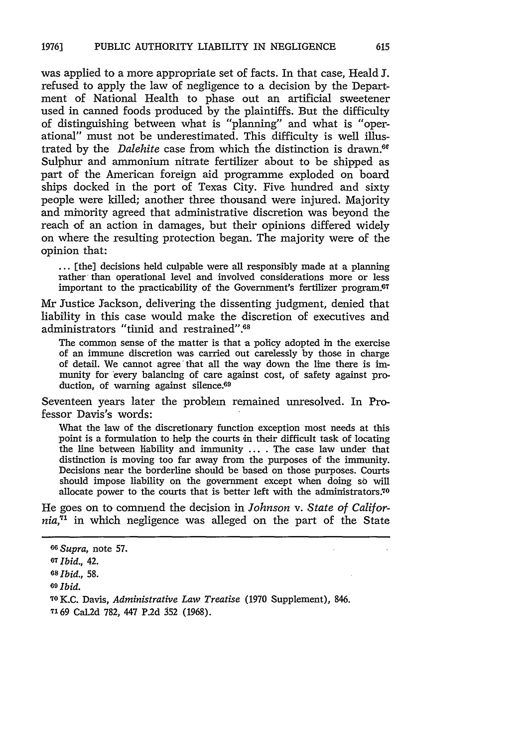was applied to a more appropriate set of facts. In that case, Heald J. refused to apply the law of negligence to a decision by the Department of National Health to phase out an artificial sweetener used in canned foods produced by the plaintiffs. But the difficulty of distinguishing between what is "planning" and what is "operational" must not be underestimated. This difficulty is well illustrated by the *Dalehite* case from which the distinction is drawn.[66] Sulphur and ammonium nitrate fertilizer about to be shipped as part of the American foreign aid programme exploded on board ships docked in the port of Texas City. Five hundred and sixty people were killed; another three thousand were injured. Majority and minority agreed that administrative discretion was beyond the reach of an action in damages, but their opinions differed widely on where the resulting protection began. The majority were of the opinion that:

> ... [the] decisions held culpable were all responsibly made at a planning rather than operational level and involved considerations more or less important to the practicability of the Government's fertilizer program.[67]

Mr Justice Jackson, delivering the dissenting judgment, denied that liability in this case would make the discretion of executives and administrators "timid and restrained".[68]

> The common sense of the matter is that a policy adopted in the exercise of an immune discretion was carried out carelessly by those in charge of detail. We cannot agree that all the way down the line there is immunity for every balancing of care against cost, of safety against production, of warning against silence.[69]

Seventeen years later the problem remained unresolved. In Professor Davis's words:

> What the law of the discretionary function exception most needs at this point is a formulation to help the courts in their difficult task of locating the line between liability and immunity ... . The case law under that distinction is moving too far away from the purposes of the immunity. Decisions near the borderline should be based on those purposes. Courts should impose liability on the government except when doing so will allocate power to the courts that is better left with the administrators.[70]

He goes on to commend the decision in *Johnson* v. *State of California*,[71] in which negligence was alleged on the part of the State

---

[66] *Supra*, note 57.

[67] *Ibid.*, 42.

[68] *Ibid.*, 58.

[69] *Ibid.*

[70] K.C. Davis, *Administrative Law Treatise* (1970 Supplement), 846.

[71] 69 Cal.2d 782, 447 P.2d 352 (1968).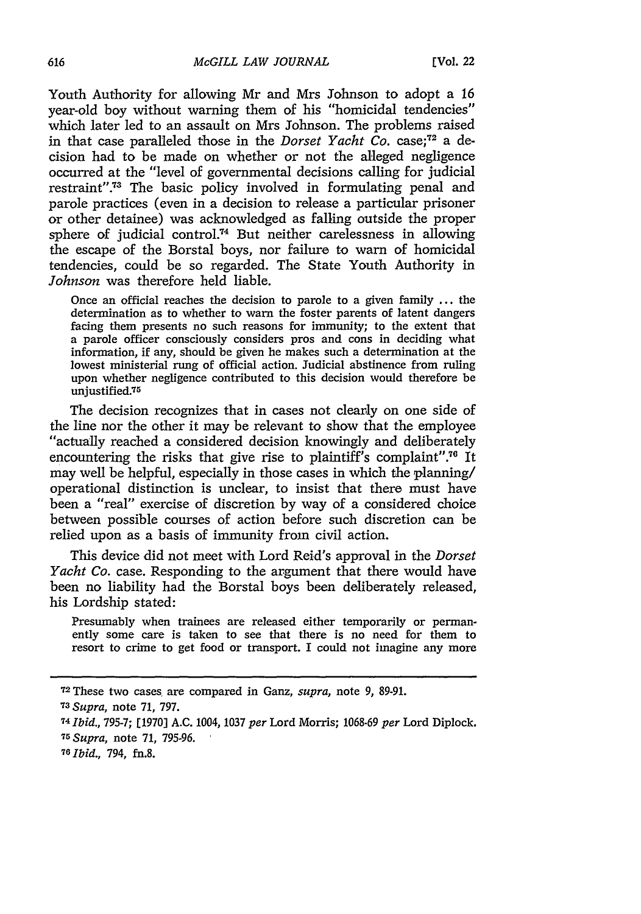Youth Authority for allowing Mr and Mrs Johnson to adopt a 16 year-old boy without warning them of his "homicidal tendencies" which later led to an assault on Mrs Johnson. The problems raised in that case paralleled those in the *Dorset Yacht Co.* case;[72] a decision had to be made on whether or not the alleged negligence occurred at the "level of governmental decisions calling for judicial restraint".[73] The basic policy involved in formulating penal and parole practices (even in a decision to release a particular prisoner or other detainee) was acknowledged as falling outside the proper sphere of judicial control.[74] But neither carelessness in allowing the escape of the Borstal boys, nor failure to warn of homicidal tendencies, could be so regarded. The State Youth Authority in *Johnson* was therefore held liable.

> Once an official reaches the decision to parole to a given family ... the determination as to whether to warn the foster parents of latent dangers facing them presents no such reasons for immunity; to the extent that a parole officer consciously considers pros and cons in deciding what information, if any, should be given he makes such a determination at the lowest ministerial rung of official action. Judicial abstinence from ruling upon whether negligence contributed to this decision would therefore be unjustified.[75]

The decision recognizes that in cases not clearly on one side of the line nor the other it may be relevant to show that the employee "actually reached a considered decision knowingly and deliberately encountering the risks that give rise to plaintiff's complaint".[76] It may well be helpful, especially in those cases in which the planning/operational distinction is unclear, to insist that there must have been a "real" exercise of discretion by way of a considered choice between possible courses of action before such discretion can be relied upon as a basis of immunity from civil action.

This device did not meet with Lord Reid's approval in the *Dorset Yacht Co.* case. Responding to the argument that there would have been no liability had the Borstal boys been deliberately released, his Lordship stated:

> Presumably when trainees are released either temporarily or permanently some care is taken to see that there is no need for them to resort to crime to get food or transport. I could not imagine any more

---

[72] These two cases are compared in Ganz, *supra*, note 9, 89-91.

[73] *Supra*, note 71, 797.

[74] *Ibid.*, 795-7; [1970] A.C. 1004, 1037 *per* Lord Morris; 1068-69 *per* Lord Diplock.

[75] *Supra*, note 71, 795-96.

[76] *Ibid.*, 794, fn.8.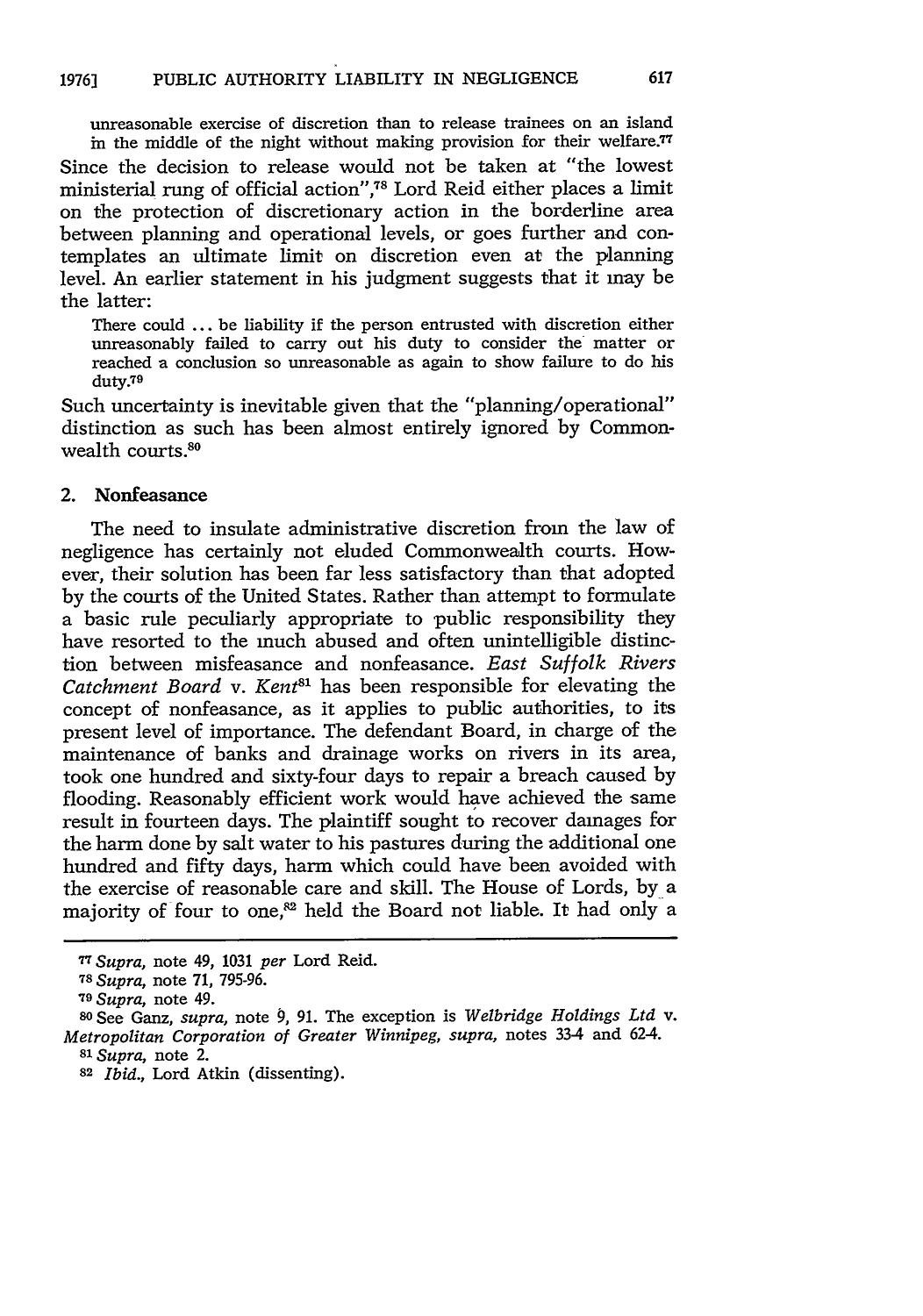unreasonable exercise of discretion than to release trainees on an island in the middle of the night without making provision for their welfare.[77]

Since the decision to release would not be taken at "the lowest ministerial rung of official action",[78] Lord Reid either places a limit on the protection of discretionary action in the borderline area between planning and operational levels, or goes further and contemplates an ultimate limit on discretion even at the planning level. An earlier statement in his judgment suggests that it may be the latter:

> There could ... be liability if the person entrusted with discretion either unreasonably failed to carry out his duty to consider the matter or reached a conclusion so unreasonable as again to show failure to do his duty.[79]

Such uncertainty is inevitable given that the "planning/operational" distinction as such has been almost entirely ignored by Commonwealth courts.[80]

## 2. Nonfeasance

The need to insulate administrative discretion from the law of negligence has certainly not eluded Commonwealth courts. However, their solution has been far less satisfactory than that adopted by the courts of the United States. Rather than attempt to formulate a basic rule peculiarly appropriate to public responsibility they have resorted to the much abused and often unintelligible distinction between misfeasance and nonfeasance. *East Suffolk Rivers Catchment Board* v. *Kent*[81] has been responsible for elevating the concept of nonfeasance, as it applies to public authorities, to its present level of importance. The defendant Board, in charge of the maintenance of banks and drainage works on rivers in its area, took one hundred and sixty-four days to repair a breach caused by flooding. Reasonably efficient work would have achieved the same result in fourteen days. The plaintiff sought to recover damages for the harm done by salt water to his pastures during the additional one hundred and fifty days, harm which could have been avoided with the exercise of reasonable care and skill. The House of Lords, by a majority of four to one,[82] held the Board not liable. It had only a

---

[77] *Supra*, note 49, 1031 *per* Lord Reid.

[78] *Supra*, note 71, 795-96.

[79] *Supra*, note 49.

[80] See Ganz, *supra*, note 9, 91. The exception is *Welbridge Holdings Ltd* v. *Metropolitan Corporation of Greater Winnipeg*, *supra*, notes 33-4 and 62-4.

[81] *Supra*, note 2.

[82] *Ibid.*, Lord Atkin (dissenting).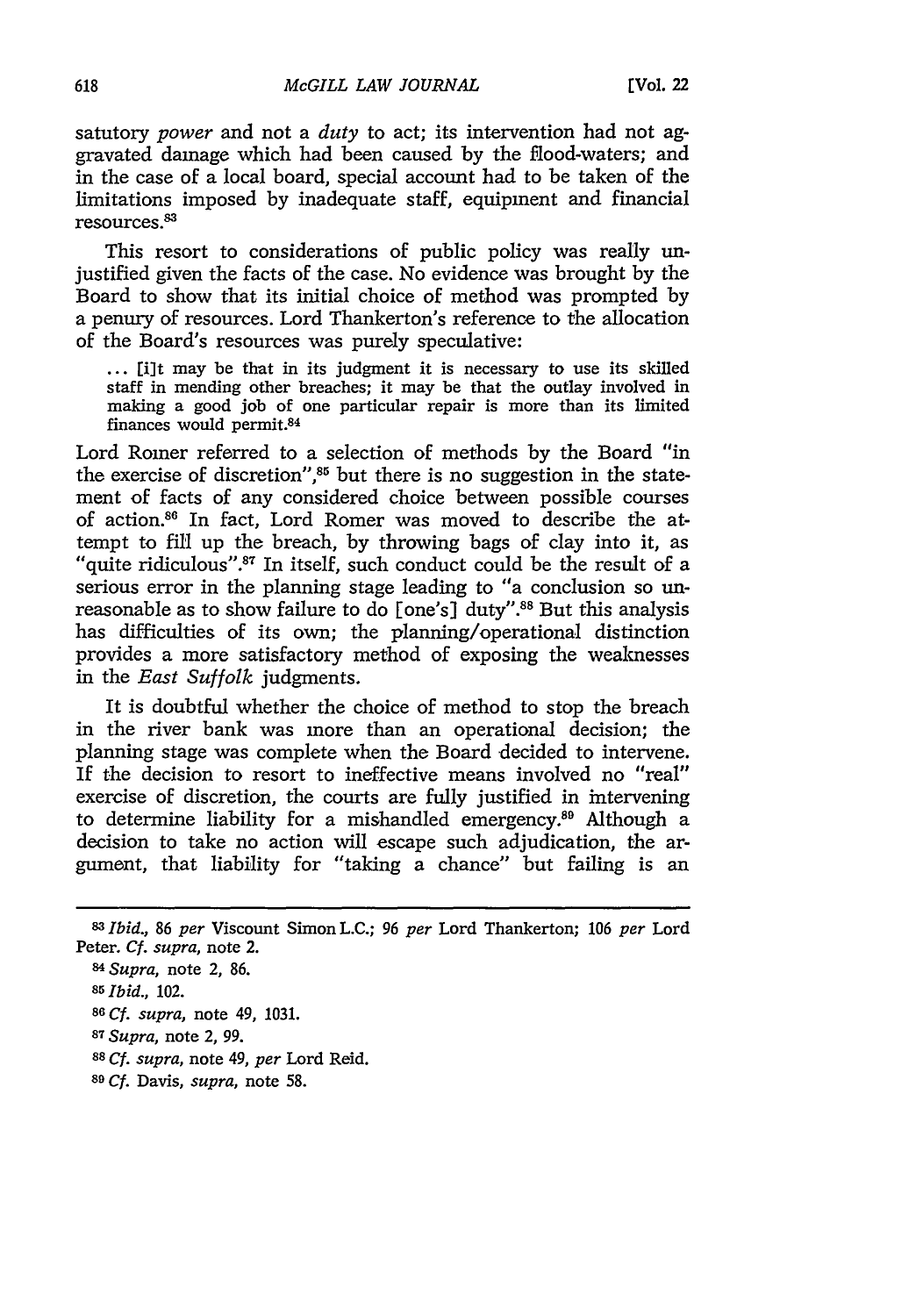satutory *power* and not a *duty* to act; its intervention had not aggravated damage which had been caused by the flood-waters; and in the case of a local board, special account had to be taken of the limitations imposed by inadequate staff, equipment and financial resources.[83]

This resort to considerations of public policy was really unjustified given the facts of the case. No evidence was brought by the Board to show that its initial choice of method was prompted by a penury of resources. Lord Thankerton's reference to the allocation of the Board's resources was purely speculative:

> ... [i]t may be that in its judgment it is necessary to use its skilled staff in mending other breaches; it may be that the outlay involved in making a good job of one particular repair is more than its limited finances would permit.[84]

Lord Romer referred to a selection of methods by the Board "in the exercise of discretion",[85] but there is no suggestion in the statement of facts of any considered choice between possible courses of action.[86] In fact, Lord Romer was moved to describe the attempt to fill up the breach, by throwing bags of clay into it, as "quite ridiculous".[87] In itself, such conduct could be the result of a serious error in the planning stage leading to "a conclusion so unreasonable as to show failure to do [one's] duty".[88] But this analysis has difficulties of its own; the planning/operational distinction provides a more satisfactory method of exposing the weaknesses in the *East Suffolk* judgments.

It is doubtful whether the choice of method to stop the breach in the river bank was more than an operational decision; the planning stage was complete when the Board decided to intervene. If the decision to resort to ineffective means involved no "real" exercise of discretion, the courts are fully justified in intervening to determine liability for a mishandled emergency.[89] Although a decision to take no action will escape such adjudication, the argument, that liability for "taking a chance" but failing is an

---

[83] *Ibid.*, 86 *per* Viscount Simon L.C.; 96 *per* Lord Thankerton; 106 *per* Lord Peter. *Cf. supra*, note 2.

[84] *Supra*, note 2, 86.

[85] *Ibid.*, 102.

[86] *Cf. supra*, note 49, 1031.

[87] *Supra*, note 2, 99.

[88] *Cf. supra*, note 49, *per* Lord Reid.

[89] *Cf.* Davis, *supra*, note 58.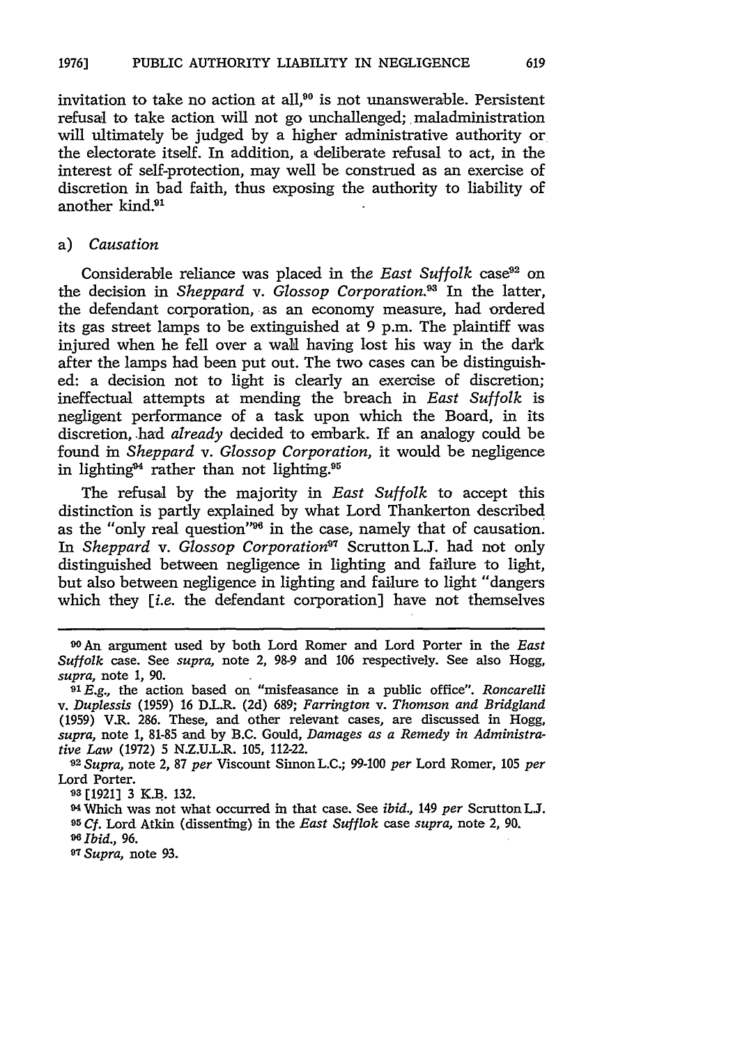invitation to take no action at all,[90] is not unanswerable. Persistent refusal to take action will not go unchallenged; maladministration will ultimately be judged by a higher administrative authority or the electorate itself. In addition, a deliberate refusal to act, in the interest of self-protection, may well be construed as an exercise of discretion in bad faith, thus exposing the authority to liability of another kind.[91]

a) *Causation*

Considerable reliance was placed in the *East Suffolk* case[92] on the decision in *Sheppard* v. *Glossop Corporation*.[93] In the latter, the defendant corporation, as an economy measure, had ordered its gas street lamps to be extinguished at 9 p.m. The plaintiff was injured when he fell over a wall having lost his way in the dark after the lamps had been put out. The two cases can be distinguished: a decision not to light is clearly an exercise of discretion; ineffectual attempts at mending the breach in *East Suffolk* is negligent performance of a task upon which the Board, in its discretion, had *already* decided to embark. If an analogy could be found in *Sheppard* v. *Glossop Corporation*, it would be negligence in lighting[94] rather than not lighting.[95]

The refusal by the majority in *East Suffolk* to accept this distinction is partly explained by what Lord Thankerton described as the "only real question"[96] in the case, namely that of causation. In *Sheppard* v. *Glossop Corporation*[97] Scrutton L.J. had not only distinguished between negligence in lighting and failure to light, but also between negligence in lighting and failure to light "dangers which they [*i.e.* the defendant corporation] have not themselves

---

[90] An argument used by both Lord Romer and Lord Porter in the *East Suffolk* case. See *supra*, note 2, 98-9 and 106 respectively. See also Hogg, *supra*, note 1, 90.

[91] *E.g.*, the action based on "misfeasance in a public office". *Roncarelli* v. *Duplessis* (1959) 16 D.L.R. (2d) 689; *Farrington* v. *Thomson and Bridgland* (1959) V.R. 286. These, and other relevant cases, are discussed in Hogg, *supra*, note 1, 81-85 and by B.C. Gould, *Damages as a Remedy in Administrative Law* (1972) 5 N.Z.U.L.R. 105, 112-22.

[92] *Supra*, note 2, 87 *per* Viscount Simon L.C.; 99-100 *per* Lord Romer, 105 *per* Lord Porter.

[93] [1921] 3 K.B. 132.

[94] Which was not what occurred in that case. See *ibid.*, 149 *per* Scrutton L.J.

[95] *Cf.* Lord Atkin (dissenting) in the *East Sufflok* case *supra*, note 2, 90.

[96] *Ibid.*, 96.

[97] *Supra*, note 93.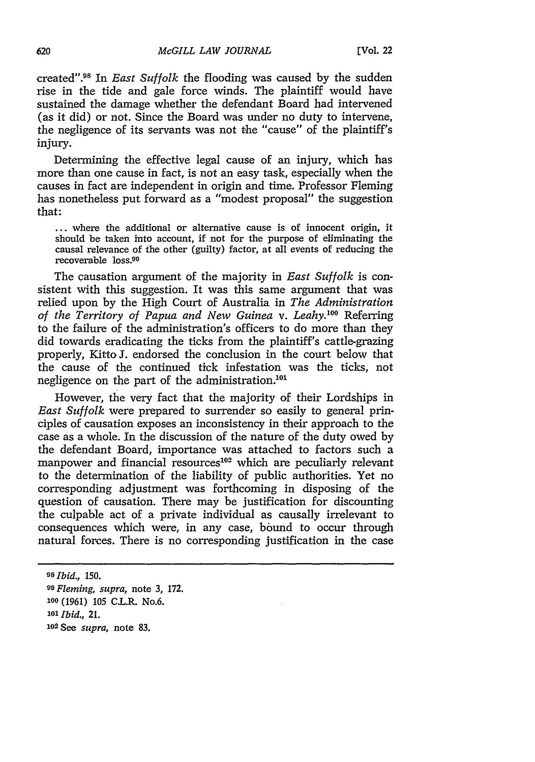created".[98] In *East Suffolk* the flooding was caused by the sudden rise in the tide and gale force winds. The plaintiff would have sustained the damage whether the defendant Board had intervened (as it did) or not. Since the Board was under no duty to intervene, the negligence of its servants was not the "cause" of the plaintiff's injury.

Determining the effective legal cause of an injury, which has more than one cause in fact, is not an easy task, especially when the causes in fact are independent in origin and time. Professor Fleming has nonetheless put forward as a "modest proposal" the suggestion that:

> ... where the additional or alternative cause is of innocent origin, it should be taken into account, if not for the purpose of eliminating the causal relevance of the other (guilty) factor, at all events of reducing the recoverable loss.[99]

The causation argument of the majority in *East Suffolk* is consistent with this suggestion. It was this same argument that was relied upon by the High Court of Australia in *The Administration of the Territory of Papua and New Guinea* v. *Leahy*.[100] Referring to the failure of the administration's officers to do more than they did towards eradicating the ticks from the plaintiff's cattle-grazing property, Kitto J. endorsed the conclusion in the court below that the cause of the continued tick infestation was the ticks, not negligence on the part of the administration.[101]

However, the very fact that the majority of their Lordships in *East Suffolk* were prepared to surrender so easily to general principles of causation exposes an inconsistency in their approach to the case as a whole. In the discussion of the nature of the duty owed by the defendant Board, importance was attached to factors such a manpower and financial resources[102] which are peculiarly relevant to the determination of the liability of public authorities. Yet no corresponding adjustment was forthcoming in disposing of the question of causation. There may be justification for discounting the culpable act of a private individual as causally irrelevant to consequences which were, in any case, bound to occur through natural forces. There is no corresponding justification in the case

---

[98] *Ibid.*, 150.

[99] *Fleming, supra*, note 3, 172.

[100] (1961) 105 C.L.R. No.6.

[101] *Ibid.*, 21.

[102] See *supra*, note 83.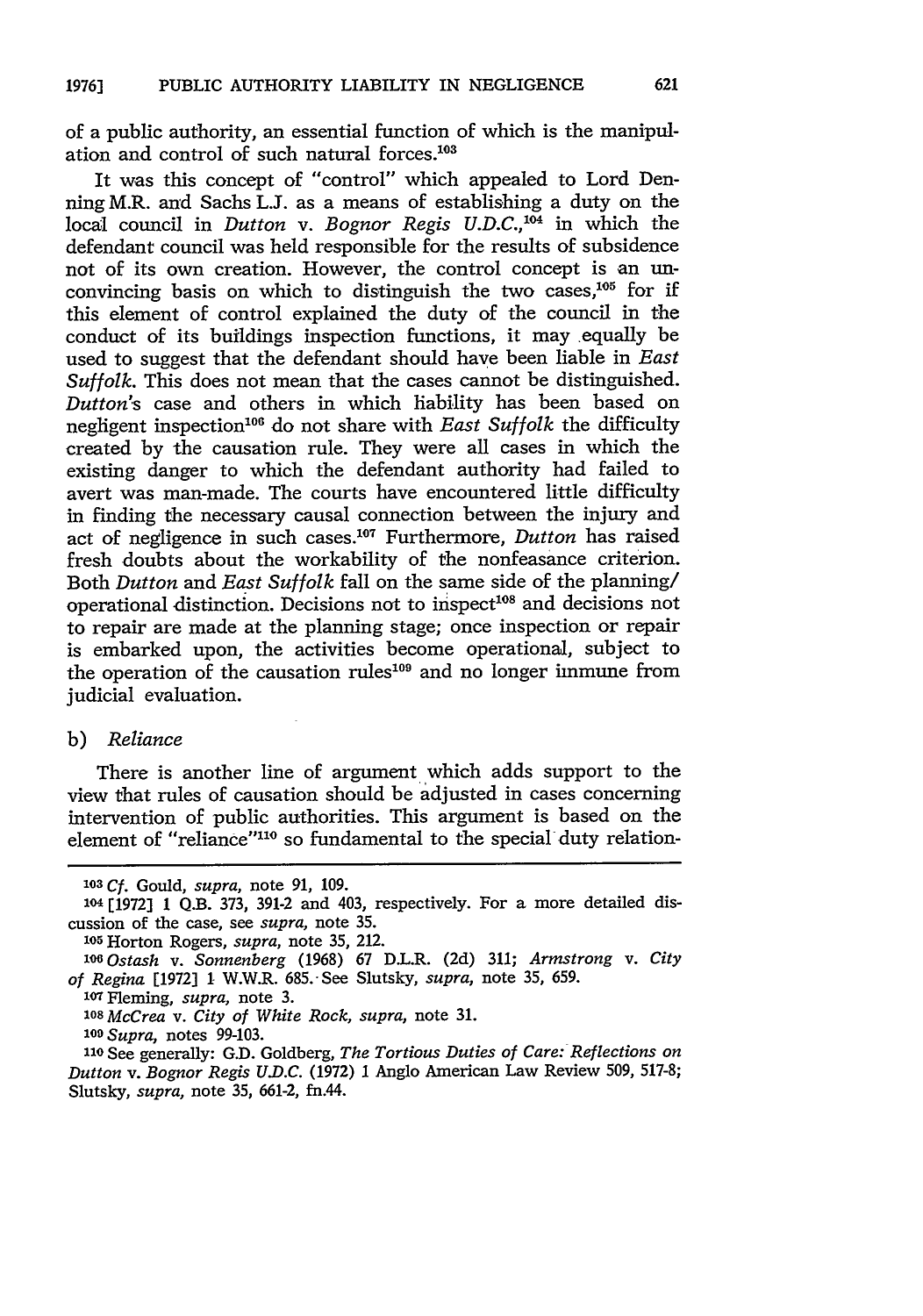of a public authority, an essential function of which is the manipulation and control of such natural forces.[103]

It was this concept of "control" which appealed to Lord Denning M.R. and Sachs L.J. as a means of establishing a duty on the local council in *Dutton* v. *Bognor Regis U.D.C.*,[104] in which the defendant council was held responsible for the results of subsidence not of its own creation. However, the control concept is an unconvincing basis on which to distinguish the two cases,[105] for if this element of control explained the duty of the council in the conduct of its buildings inspection functions, it may equally be used to suggest that the defendant should have been liable in *East Suffolk*. This does not mean that the cases cannot be distinguished. *Dutton*'s case and others in which liability has been based on negligent inspection[106] do not share with *East Suffolk* the difficulty created by the causation rule. They were all cases in which the existing danger to which the defendant authority had failed to avert was man-made. The courts have encountered little difficulty in finding the necessary causal connection between the injury and act of negligence in such cases.[107] Furthermore, *Dutton* has raised fresh doubts about the workability of the nonfeasance criterion. Both *Dutton* and *East Suffolk* fall on the same side of the planning/operational distinction. Decisions not to inspect[108] and decisions not to repair are made at the planning stage; once inspection or repair is embarked upon, the activities become operational, subject to the operation of the causation rules[109] and no longer inmune from judicial evaluation.

b) *Reliance*

There is another line of argument which adds support to the view that rules of causation should be adjusted in cases concerning intervention of public authorities. This argument is based on the element of "reliance"[110] so fundamental to the special duty relation-

---

[103] *Cf.* Gould, *supra*, note 91, 109.

[104] [1972] 1 Q.B. 373, 391-2 and 403, respectively. For a more detailed discussion of the case, see *supra*, note 35.

[105] Horton Rogers, *supra*, note 35, 212.

[106] *Ostash* v. *Sonnenberg* (1968) 67 D.L.R. (2d) 311; *Armstrong* v. *City of Regina* [1972] 1 W.W.R. 685. See Slutsky, *supra*, note 35, 659.

[107] Fleming, *supra*, note 3.

[108] *McCrea* v. *City of White Rock*, *supra*, note 31.

[109] *Supra*, notes 99-103.

[110] See generally: G.D. Goldberg, *The Tortious Duties of Care: Reflections on Dutton v. Bognor Regis U.D.C.* (1972) 1 Anglo American Law Review 509, 517-8; Slutsky, *supra*, note 35, 661-2, fn.44.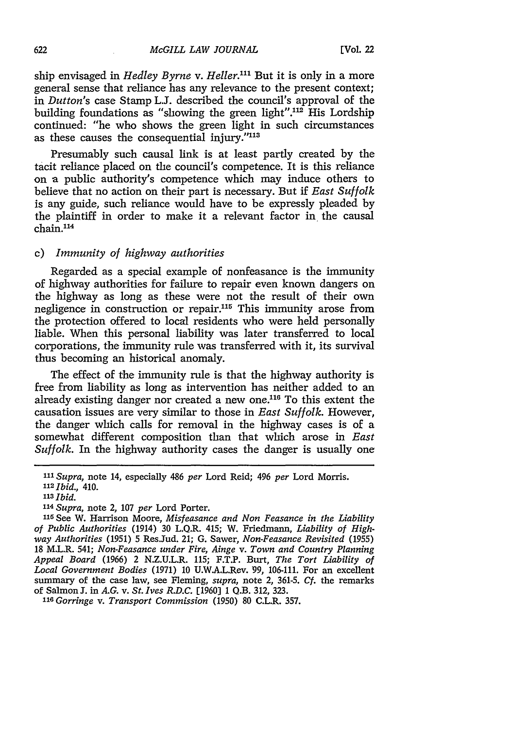ship envisaged in *Hedley Byrne* v. *Heller*.[111] But it is only in a more general sense that reliance has any relevance to the present context; in *Dutton*'s case Stamp L.J. described the council's approval of the building foundations as "showing the green light".[112] His Lordship continued: "he who shows the green light in such circumstances as these causes the consequential injury."[113]

Presumably such causal link is at least partly created by the tacit reliance placed on the council's competence. It is this reliance on a public authority's competence which may induce others to believe that no action on their part is necessary. But if *East Suffolk* is any guide, such reliance would have to be expressly pleaded by the plaintiff in order to make it a relevant factor in the causal chain.[114]

### c) *Immunity of highway authorities*

Regarded as a special example of nonfeasance is the immunity of highway authorities for failure to repair even known dangers on the highway as long as these were not the result of their own negligence in construction or repair.[115] This immunity arose from the protection offered to local residents who were held personally liable. When this personal liability was later transferred to local corporations, the immunity rule was transferred with it, its survival thus becoming an historical anomaly.

The effect of the immunity rule is that the highway authority is free from liability as long as intervention has neither added to an already existing danger nor created a new one.[116] To this extent the causation issues are very similar to those in *East Suffolk*. However, the danger which calls for removal in the highway cases is of a somewhat different composition than that which arose in *East Suffolk*. In the highway authority cases the danger is usually one

---

[111] *Supra*, note 14, especially 486 *per* Lord Reid; 496 *per* Lord Morris.

[112] *Ibid.*, 410.

[113] *Ibid.*

[114] *Supra*, note 2, 107 *per* Lord Porter.

[115] See W. Harrison Moore, *Misfeasance and Non Feasance in the Liability of Public Authorities* (1914) 30 L.Q.R. 415; W. Friedmann, *Liability of Highway Authorities* (1951) 5 Res.Jud. 21; G. Sawer, *Non-Feasance Revisited* (1955) 18 M.L.R. 541; *Non-Feasance under Fire, Ainge* v. *Town and Country Planning Appeal Board* (1966) 2 N.Z.U.L.R. 115; F.T.P. Burt, *The Tort Liability of Local Government Bodies* (1971) 10 U.W.A.L.Rev. 99, 106-111. For an excellent summary of the case law, see Fleming, *supra*, note 2, 361-5. *Cf.* the remarks of Salmon J. in *A.G.* v. *St. Ives R.D.C.* [1960] 1 Q.B. 312, 323.

[116] *Gorringe* v. *Transport Commission* (1950) 80 C.L.R. 357.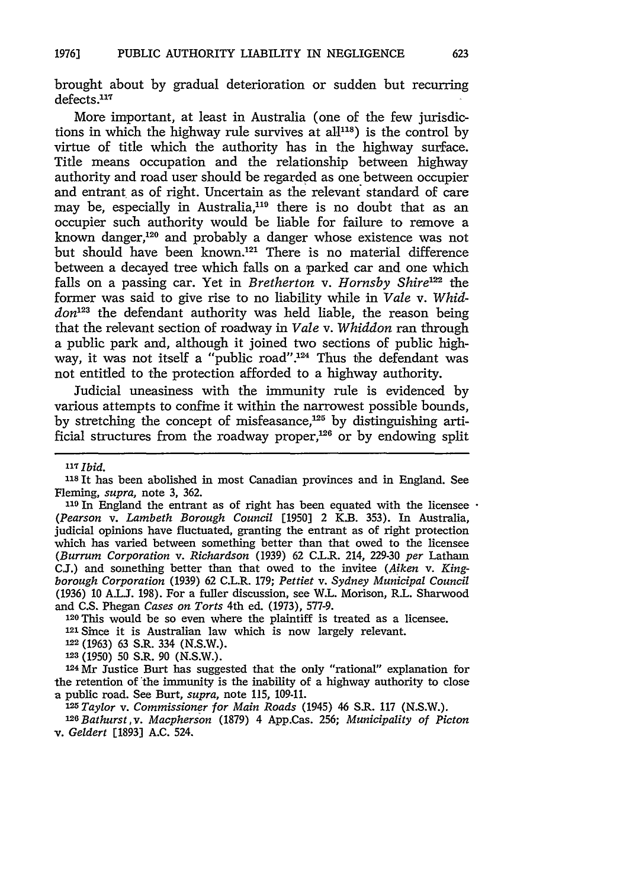brought about by gradual deterioration or sudden but recurring defects.[117]

More important, at least in Australia (one of the few jurisdictions in which the highway rule survives at all[118]) is the control by virtue of title which the authority has in the highway surface. Title means occupation and the relationship between highway authority and road user should be regarded as one between occupier and entrant as of right. Uncertain as the relevant standard of care may be, especially in Australia,[119] there is no doubt that as an occupier such authority would be liable for failure to remove a known danger,[120] and probably a danger whose existence was not but should have been known.[121] There is no material difference between a decayed tree which falls on a parked car and one which falls on a passing car. Yet in *Bretherton* v. *Hornsby Shire*[122] the former was said to give rise to no liability while in *Vale* v. *Whiddon*[123] the defendant authority was held liable, the reason being that the relevant section of roadway in *Vale* v. *Whiddon* ran through a public park and, although it joined two sections of public highway, it was not itself a "public road".[124] Thus the defendant was not entitled to the protection afforded to a highway authority.

Judicial uneasiness with the immunity rule is evidenced by various attempts to confine it within the narrowest possible bounds, by stretching the concept of misfeasance,[125] by distinguishing artificial structures from the roadway proper,[126] or by endowing split

---

[117] *Ibid.*

[118] It has been abolished in most Canadian provinces and in England. See Fleming, *supra*, note 3, 362.

[119] In England the entrant as of right has been equated with the licensee (*Pearson* v. *Lambeth Borough Council* [1950] 2 K.B. 353). In Australia, judicial opinions have fluctuated, granting the entrant as of right protection which has varied between something better than that owed to the licensee (*Burrum Corporation* v. *Richardson* (1939) 62 C.L.R. 214, 229-30 *per* Latham C.J.) and something better than that owed to the invitee (*Aiken* v. *Kingborough Corporation* (1939) 62 C.L.R. 179; *Pettiet* v. *Sydney Municipal Council* (1936) 10 A.L.J. 198). For a fuller discussion, see W.L. Morison, R.L. Sharwood and C.S. Phegan *Cases on Torts* 4th ed. (1973), 577-9.

[120] This would be so even where the plaintiff is treated as a licensee.

[121] Since it is Australian law which is now largely relevant.

[122] (1963) 63 S.R. 334 (N.S.W.).

[123] (1950) 50 S.R. 90 (N.S.W.).

[124] Mr Justice Burt has suggested that the only "rational" explanation for the retention of the immunity is the inability of a highway authority to close a public road. See Burt, *supra*, note 115, 109-11.

[125] *Taylor* v. *Commissioner for Main Roads* (1945) 46 S.R. 117 (N.S.W.).

[126] *Bathurst* v. *Macpherson* (1879) 4 App.Cas. 256; *Municipality of Picton* v. *Geldert* [1893] A.C. 524.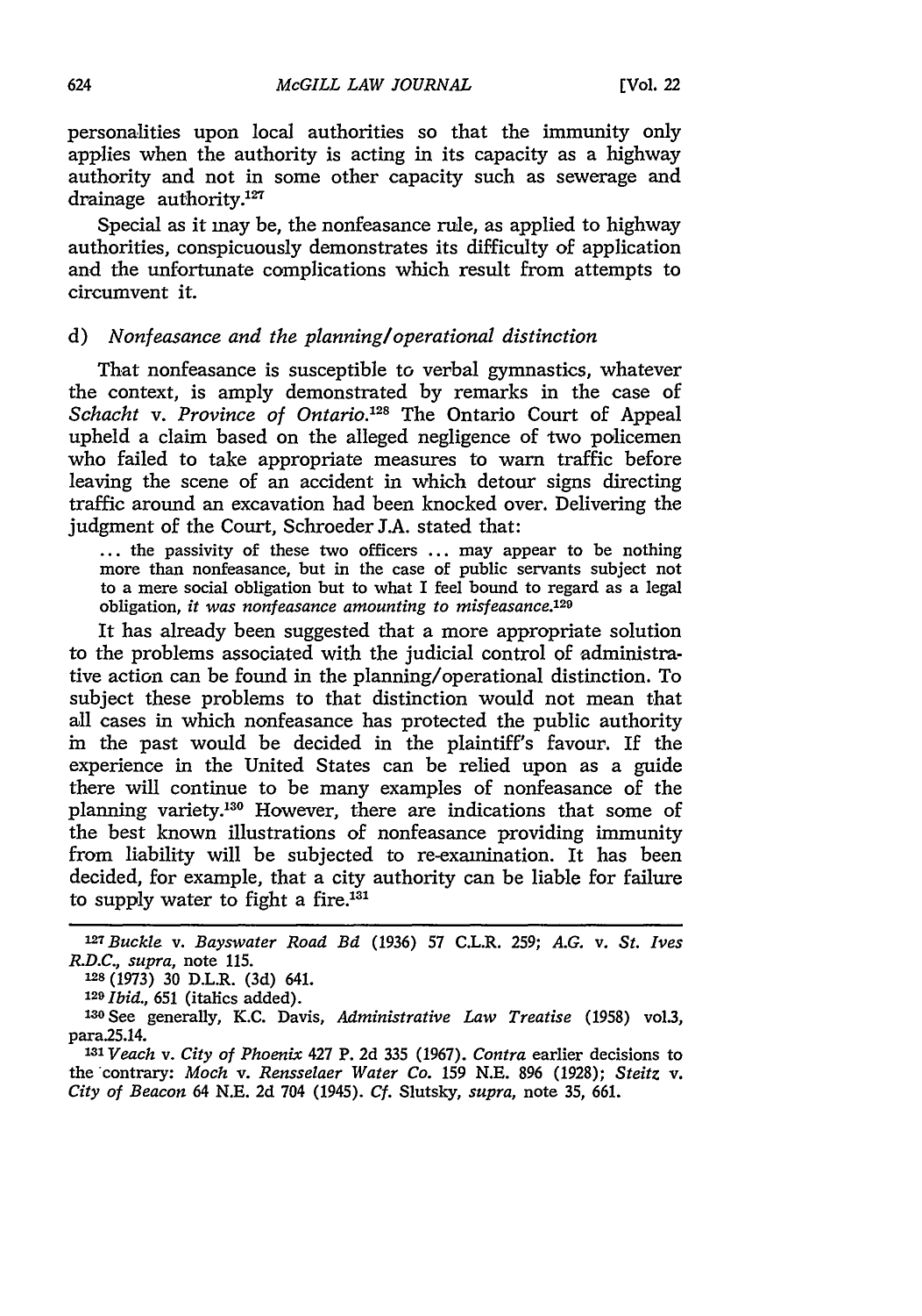personalities upon local authorities so that the immunity only applies when the authority is acting in its capacity as a highway authority and not in some other capacity such as sewerage and drainage authority.[127]

Special as it may be, the nonfeasance rule, as applied to highway authorities, conspicuously demonstrates its difficulty of application and the unfortunate complications which result from attempts to circumvent it.

### d) *Nonfeasance and the planning/operational distinction*

That nonfeasance is susceptible to verbal gymnastics, whatever the context, is amply demonstrated by remarks in the case of *Schacht* v. *Province of Ontario*.[128] The Ontario Court of Appeal upheld a claim based on the alleged negligence of two policemen who failed to take appropriate measures to warn traffic before leaving the scene of an accident in which detour signs directing traffic around an excavation had been knocked over. Delivering the judgment of the Court, Schroeder J.A. stated that:

> ... the passivity of these two officers ... may appear to be nothing more than nonfeasance, but in the case of public servants subject not to a mere social obligation but to what I feel bound to regard as a legal obligation, *it was nonfeasance amounting to misfeasance*.[129]

It has already been suggested that a more appropriate solution to the problems associated with the judicial control of administrative action can be found in the planning/operational distinction. To subject these problems to that distinction would not mean that all cases in which nonfeasance has protected the public authority in the past would be decided in the plaintiff's favour. If the experience in the United States can be relied upon as a guide there will continue to be many examples of nonfeasance of the planning variety.[130] However, there are indications that some of the best known illustrations of nonfeasance providing immunity from liability will be subjected to re-examination. It has been decided, for example, that a city authority can be liable for failure to supply water to fight a fire.[131]

---

[127] *Buckle* v. *Bayswater Road Bd* (1936) 57 C.L.R. 259; *A.G.* v. *St. Ives R.D.C., supra*, note 115.

[128] (1973) 30 D.L.R. (3d) 641.

[129] *Ibid.*, 651 (italics added).

[130] See generally, K.C. Davis, *Administrative Law Treatise* (1958) vol.3, para.25.14.

[131] *Veach* v. *City of Phoenix* 427 P. 2d 335 (1967). *Contra* earlier decisions to the contrary: *Moch* v. *Rensselaer Water Co.* 159 N.E. 896 (1928); *Steitz* v. *City of Beacon* 64 N.E. 2d 704 (1945). *Cf.* Slutsky, *supra*, note 35, 661.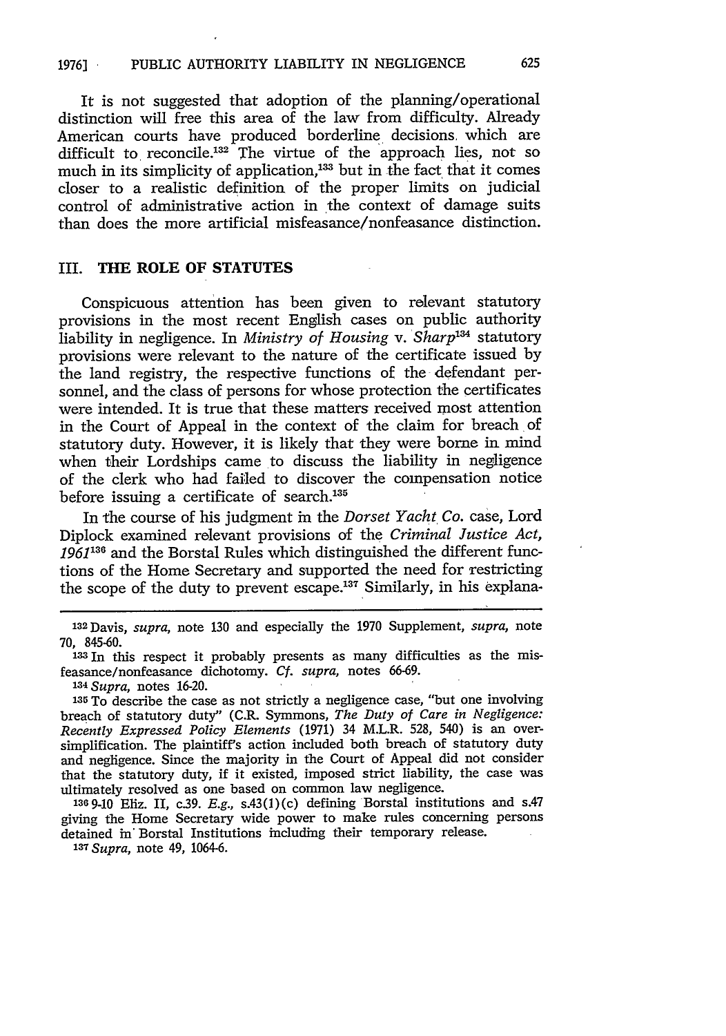It is not suggested that adoption of the planning/operational distinction will free this area of the law from difficulty. Already American courts have produced borderline decisions which are difficult to reconcile.[132] The virtue of the approach lies, not so much in its simplicity of application,[133] but in the fact that it comes closer to a realistic definition of the proper limits on judicial control of administrative action in the context of damage suits than does the more artificial misfeasance/nonfeasance distinction.

## III. THE ROLE OF STATUTES

Conspicuous attention has been given to relevant statutory provisions in the most recent English cases on public authority liability in negligence. In *Ministry of Housing* v. *Sharp*[134] statutory provisions were relevant to the nature of the certificate issued by the land registry, the respective functions of the defendant personnel, and the class of persons for whose protection the certificates were intended. It is true that these matters received most attention in the Court of Appeal in the context of the claim for breach of statutory duty. However, it is likely that they were borne in mind when their Lordships came to discuss the liability in negligence of the clerk who had failed to discover the compensation notice before issuing a certificate of search.[135]

In the course of his judgment in the *Dorset Yacht Co.* case, Lord Diplock examined relevant provisions of the *Criminal Justice Act, 1961*[136] and the Borstal Rules which distinguished the different functions of the Home Secretary and supported the need for restricting the scope of the duty to prevent escape.[137] Similarly, in his explana-

---

[132] Davis, *supra*, note 130 and especially the 1970 Supplement, *supra*, note 70, 845-60.

[133] In this respect it probably presents as many difficulties as the misfeasance/nonfeasance dichotomy. *Cf. supra*, notes 66-69.

[134] *Supra*, notes 16-20.

[135] To describe the case as not strictly a negligence case, "but one involving breach of statutory duty" (C.R. Symmons, *The Duty of Care in Negligence: Recently Expressed Policy Elements* (1971) 34 M.L.R. 528, 540) is an oversimplification. The plaintiff's action included both breach of statutory duty and negligence. Since the majority in the Court of Appeal did not consider that the statutory duty, if it existed, imposed strict liability, the case was ultimately resolved as one based on common law negligence.

[136] 9-10 Eliz. II, c.39. *E.g.*, s.43(1)(c) defining Borstal institutions and s.47 giving the Home Secretary wide power to make rules concerning persons detained in Borstal Institutions including their temporary release.

[137] *Supra*, note 49, 1064-6.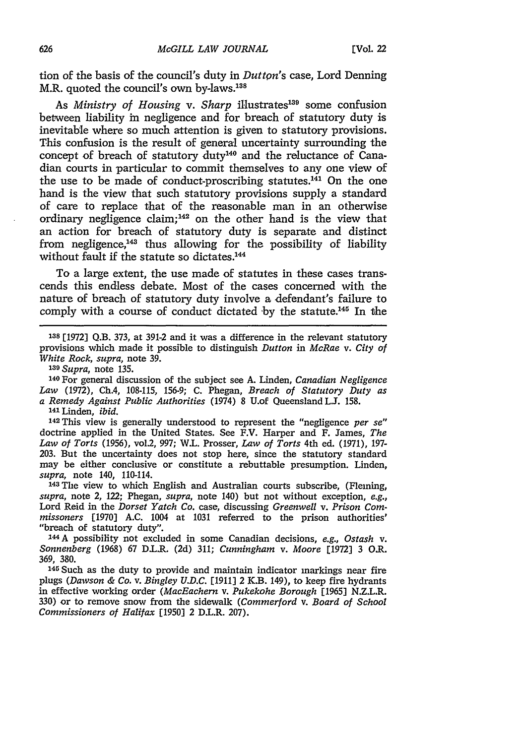tion of the basis of the council's duty in *Dutton*'s case, Lord Denning M.R. quoted the council's own by-laws.[138]

As *Ministry of Housing* v. *Sharp* illustrates[139] some confusion between liability in negligence and for breach of statutory duty is inevitable where so much attention is given to statutory provisions. This confusion is the result of general uncertainty surrounding the concept of breach of statutory duty[140] and the reluctance of Canadian courts in particular to commit themselves to any one view of the use to be made of conduct-proscribing statutes.[141] On the one hand is the view that such statutory provisions supply a standard of care to replace that of the reasonable man in an otherwise ordinary negligence claim;[142] on the other hand is the view that an action for breach of statutory duty is separate and distinct from negligence,[143] thus allowing for the possibility of liability without fault if the statute so dictates.[144]

To a large extent, the use made of statutes in these cases transcends this endless debate. Most of the cases concerned with the nature of breach of statutory duty involve a defendant's failure to comply with a course of conduct dictated by the statute.[145] In the

---

[138] [1972] Q.B. 373, at 391-2 and it was a difference in the relevant statutory provisions which made it possible to distinguish *Dutton* in *McRae* v. *City of White Rock*, *supra*, note 39.

[139] *Supra*, note 135.

[140] For general discussion of the subject see A. Linden, *Canadian Negligence Law* (1972), Ch.4, 108-115, 156-9; C. Phegan, *Breach of Statutory Duty as a Remedy Against Public Authorities* (1974) 8 U.of Queensland L.J. 158.

[141] Linden, *ibid.*

[142] This view is generally understood to represent the "negligence *per se*" doctrine applied in the United States. See F.V. Harper and F. James, *The Law of Torts* (1956), vol.2, 997; W.L. Prosser, *Law of Torts* 4th ed. (1971), 197-203. But the uncertainty does not stop here, since the statutory standard may be either conclusive or constitute a rebuttable presumption. Linden, *supra*, note 140, 110-114.

[143] The view to which English and Australian courts subscribe, (Fleming, *supra*, note 2, 122; Phegan, *supra*, note 140) but not without exception, *e.g.*, Lord Reid in the *Dorset Yatch Co.* case, discussing *Greenwell* v. *Prison Commissioners* [1970] A.C. 1004 at 1031 referred to the prison authorities' "breach of statutory duty".

[144] A possibility not excluded in some Canadian decisions, *e.g.*, *Ostash* v. *Sonnenberg* (1968) 67 D.L.R. (2d) 311; *Cunningham* v. *Moore* [1972] 3 O.R. 369, 380.

[145] Such as the duty to provide and maintain indicator markings near fire plugs (*Dawson & Co.* v. *Bingley U.D.C.* [1911] 2 K.B. 149), to keep fire hydrants in effective working order (*MacEachern* v. *Pukekohe Borough* [1965] N.Z.L.R. 330) or to remove snow from the sidewalk (*Commerford* v. *Board of School Commissioners of Halifax* [1950] 2 D.L.R. 207).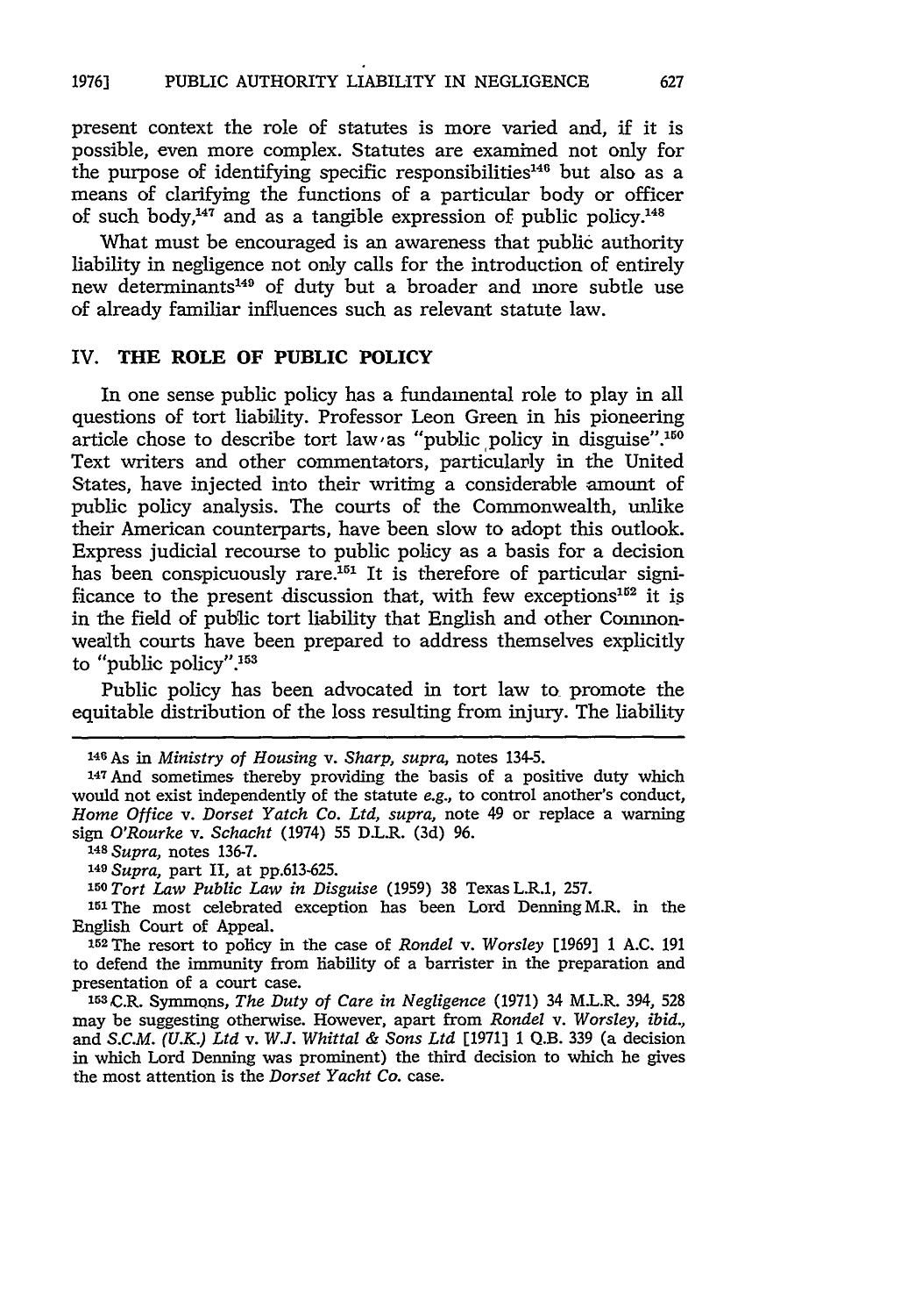present context the role of statutes is more varied and, if it is possible, even more complex. Statutes are examined not only for the purpose of identifying specific responsibilities[146] but also as a means of clarifying the functions of a particular body or officer of such body,[147] and as a tangible expression of public policy.[148]

What must be encouraged is an awareness that public authority liability in negligence not only calls for the introduction of entirely new determinants[149] of duty but a broader and more subtle use of already familiar influences such as relevant statute law.

## IV. THE ROLE OF PUBLIC POLICY

In one sense public policy has a fundamental role to play in all questions of tort liability. Professor Leon Green in his pioneering article chose to describe tort law as "public policy in disguise".[150] Text writers and other commentators, particularly in the United States, have injected into their writing a considerable amount of public policy analysis. The courts of the Commonwealth, unlike their American counterparts, have been slow to adopt this outlook. Express judicial recourse to public policy as a basis for a decision has been conspicuously rare.[151] It is therefore of particular significance to the present discussion that, with few exceptions[152] it is in the field of public tort liability that English and other Commonwealth courts have been prepared to address themselves explicitly to "public policy".[153]

Public policy has been advocated in tort law to promote the equitable distribution of the loss resulting from injury. The liability

---

[146] As in *Ministry of Housing* v. *Sharp, supra,* notes 134-5.

[147] And sometimes thereby providing the basis of a positive duty which would not exist independently of the statute *e.g.,* to control another's conduct, *Home Office* v. *Dorset Yatch Co. Ltd, supra,* note 49 or replace a warning sign *O'Rourke* v. *Schacht* (1974) 55 D.L.R. (3d) 96.

[148] *Supra,* notes 136-7.

[149] *Supra,* part II, at pp.613-625.

[150] *Tort Law Public Law in Disguise* (1959) 38 Texas L.R.1, 257.

[151] The most celebrated exception has been Lord Denning M.R. in the English Court of Appeal.

[152] The resort to policy in the case of *Rondel* v. *Worsley* [1969] 1 A.C. 191 to defend the immunity from liability of a barrister in the preparation and presentation of a court case.

[153] C.R. Symmons, *The Duty of Care in Negligence* (1971) 34 M.L.R. 394, 528 may be suggesting otherwise. However, apart from *Rondel* v. *Worsley, ibid.,* and *S.C.M. (U.K.) Ltd* v. *W.J. Whittal & Sons Ltd* [1971] 1 Q.B. 339 (a decision in which Lord Denning was prominent) the third decision to which he gives the most attention is the *Dorset Yacht Co.* case.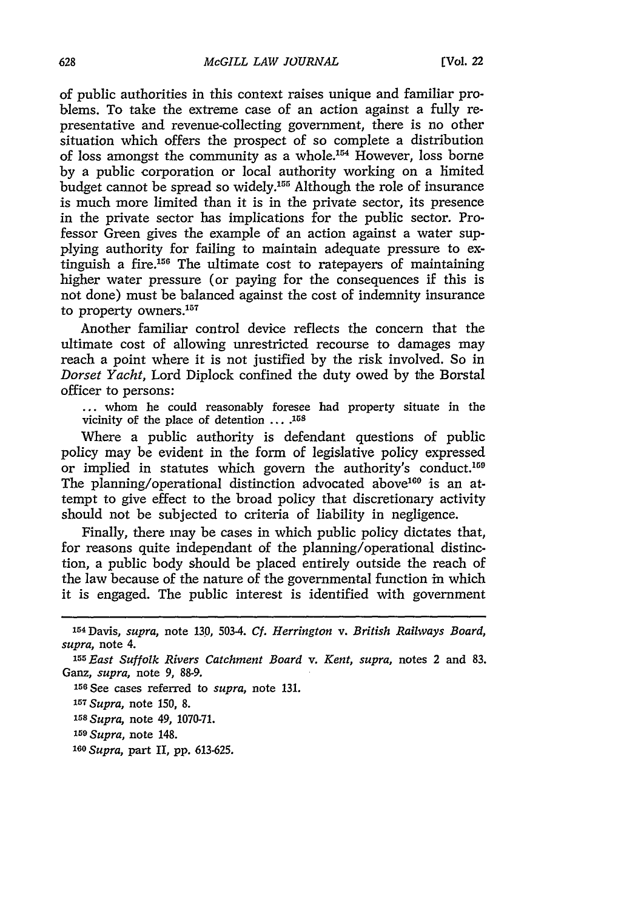of public authorities in this context raises unique and familiar problems. To take the extreme case of an action against a fully representative and revenue-collecting government, there is no other situation which offers the prospect of so complete a distribution of loss amongst the community as a whole.[154] However, loss borne by a public corporation or local authority working on a limited budget cannot be spread so widely.[155] Although the role of insurance is much more limited than it is in the private sector, its presence in the private sector has implications for the public sector. Professor Green gives the example of an action against a water supplying authority for failing to maintain adequate pressure to extinguish a fire.[156] The ultimate cost to ratepayers of maintaining higher water pressure (or paying for the consequences if this is not done) must be balanced against the cost of indemnity insurance to property owners.[157]

Another familiar control device reflects the concern that the ultimate cost of allowing unrestricted recourse to damages may reach a point where it is not justified by the risk involved. So in *Dorset Yacht*, Lord Diplock confined the duty owed by the Borstal officer to persons:

> ... whom he could reasonably foresee had property situate in the vicinity of the place of detention ... .[158]

Where a public authority is defendant questions of public policy may be evident in the form of legislative policy expressed or implied in statutes which govern the authority's conduct.[159] The planning/operational distinction advocated above[160] is an attempt to give effect to the broad policy that discretionary activity should not be subjected to criteria of liability in negligence.

Finally, there may be cases in which public policy dictates that, for reasons quite independant of the planning/operational distinction, a public body should be placed entirely outside the reach of the law because of the nature of the governmental function in which it is engaged. The public interest is identified with government

---

[154] Davis, *supra*, note 130, 503-4. *Cf. Herrington* v. *British Railways Board*, *supra*, note 4.

[155] *East Suffolk Rivers Catchment Board* v. *Kent*, *supra*, notes 2 and 83. Ganz, *supra*, note 9, 88-9.

[156] See cases referred to *supra*, note 131.

[157] *Supra*, note 150, 8.

[158] *Supra*, note 49, 1070-71.

[159] *Supra*, note 148.

[160] *Supra*, part II, pp. 613-625.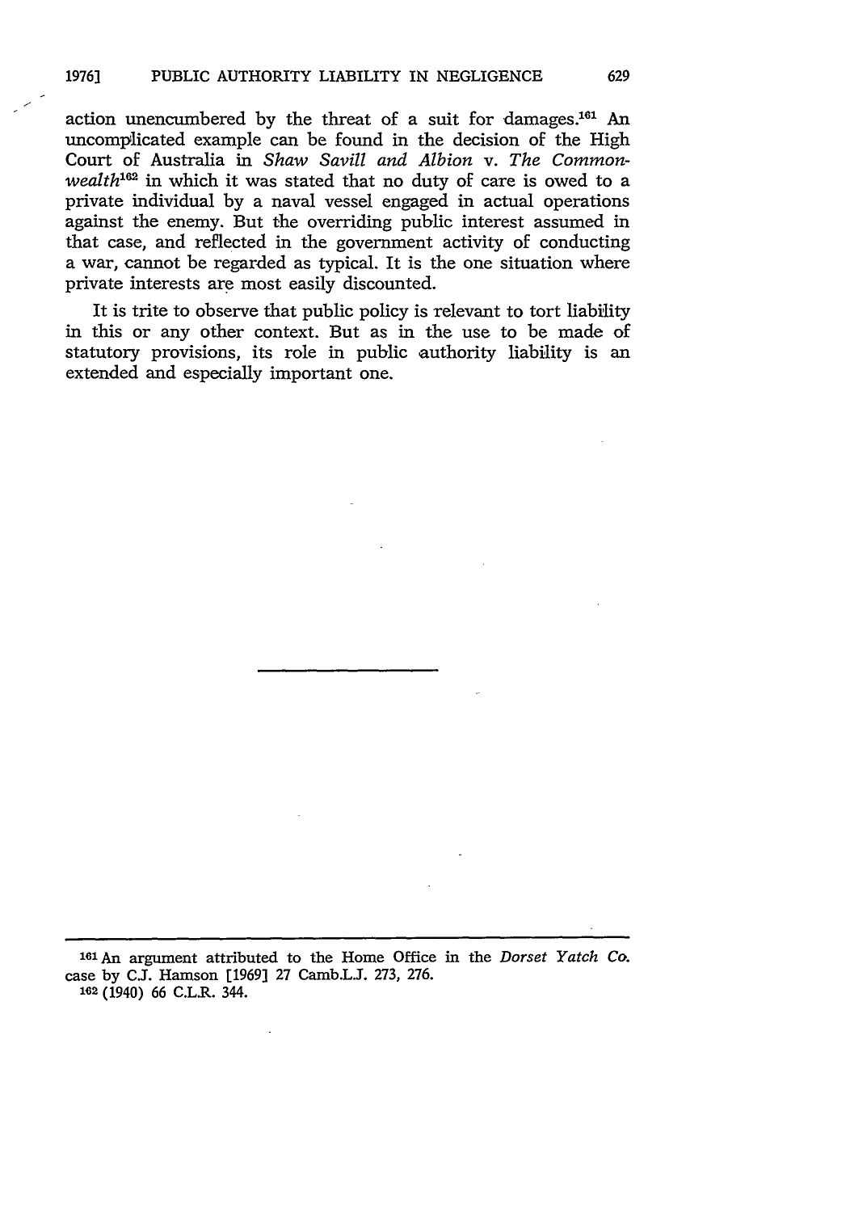action unencumbered by the threat of a suit for damages.[161] An uncomplicated example can be found in the decision of the High Court of Australia in *Shaw Savill and Albion* v. *The Commonwealth*[162] in which it was stated that no duty of care is owed to a private individual by a naval vessel engaged in actual operations against the enemy. But the overriding public interest assumed in that case, and reflected in the government activity of conducting a war, cannot be regarded as typical. It is the one situation where private interests are most easily discounted.

It is trite to observe that public policy is relevant to tort liability in this or any other context. But as in the use to be made of statutory provisions, its role in public authority liability is an extended and especially important one.

---

[161] An argument attributed to the Home Office in the *Dorset Yatch Co.* case by C.J. Hamson [1969] 27 Camb.L.J. 273, 276.

[162] (1940) 66 C.L.R. 344.